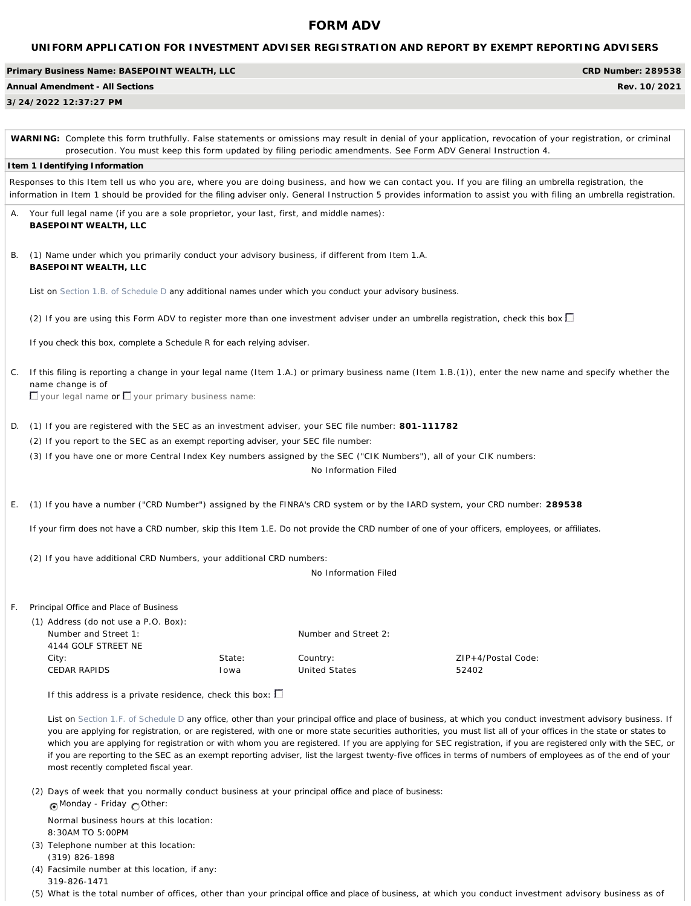# FORM ADV

## UNIFORM APPLICATION FOR INVESTMENT ADVISER REGISTRATION AND REPORT BY EXEMPT REPORTING ADVISERS

| **Primary Business Name: BASEPOINT WEALTH, LLC** | **CRD Number: 289538** |
|---|---|
| **Annual Amendment - All Sections** | **Rev. 10/2021** |
| **3/24/2022 12:37:27 PM** | |

**WARNING:** Complete this form truthfully. False statements or omissions may result in denial of your application, revocation of your registration, or criminal prosecution. You must keep this form updated by filing periodic amendments. See Form ADV General Instruction 4.

**Item 1 Identifying Information**

Responses to this Item tell us who you are, where you are doing business, and how we can contact you. If you are filing an umbrella registration, the information in Item 1 should be provided for the filing adviser only. General Instruction 5 provides information to assist you with filing an umbrella registration.

A. Your full legal name (if you are a sole proprietor, your last, first, and middle names):
**BASEPOINT WEALTH, LLC**

B. (1) Name under which you primarily conduct your advisory business, if different from Item 1.A.
**BASEPOINT WEALTH, LLC**

List on Section 1.B. of Schedule D any additional names under which you conduct your advisory business.

(2) If you are using this Form ADV to register more than one investment adviser under an umbrella registration, check this box ☐

If you check this box, complete a Schedule R for each relying adviser.

C. If this filing is reporting a change in your legal name (Item 1.A.) or primary business name (Item 1.B.(1)), enter the new name and specify whether the name change is of
☐ your legal name or ☐ your primary business name:

D. (1) If you are registered with the SEC as an investment adviser, your SEC file number: **801-111782**

(2) If you report to the SEC as an exempt reporting adviser, your SEC file number:

(3) If you have one or more Central Index Key numbers assigned by the SEC ("CIK Numbers"), all of your CIK numbers:

No Information Filed

E. (1) If you have a number ("CRD Number") assigned by the FINRA's CRD system or by the IARD system, your CRD number: **289538**

If your firm does not have a CRD number, skip this Item 1.E. Do not provide the CRD number of one of your officers, employees, or affiliates.

(2) If you have additional CRD Numbers, your additional CRD numbers:

No Information Filed

F. Principal Office and Place of Business

(1) Address (do not use a P.O. Box):

| Number and Street 1: | | Number and Street 2: | |
|---|---|---|---|
| 4144 GOLF STREET NE | | | |
| City: | State: | Country: | ZIP+4/Postal Code: |
| CEDAR RAPIDS | Iowa | United States | 52402 |

If this address is a private residence, check this box: ☐

List on Section 1.F. of Schedule D any office, other than your principal office and place of business, at which you conduct investment advisory business. If you are applying for registration, or are registered, with one or more state securities authorities, you must list all of your offices in the state or states to which you are applying for registration or with whom you are registered. If you are applying for SEC registration, if you are registered only with the SEC, or if you are reporting to the SEC as an exempt reporting adviser, list the largest twenty-five offices in terms of numbers of employees as of the end of your most recently completed fiscal year.

(2) Days of week that you normally conduct business at your principal office and place of business:
◉ Monday - Friday ○ Other:

Normal business hours at this location:
8:30AM TO 5:00PM

(3) Telephone number at this location:
(319) 826-1898

(4) Facsimile number at this location, if any:
319-826-1471

(5) What is the total number of offices, other than your principal office and place of business, at which you conduct investment advisory business as of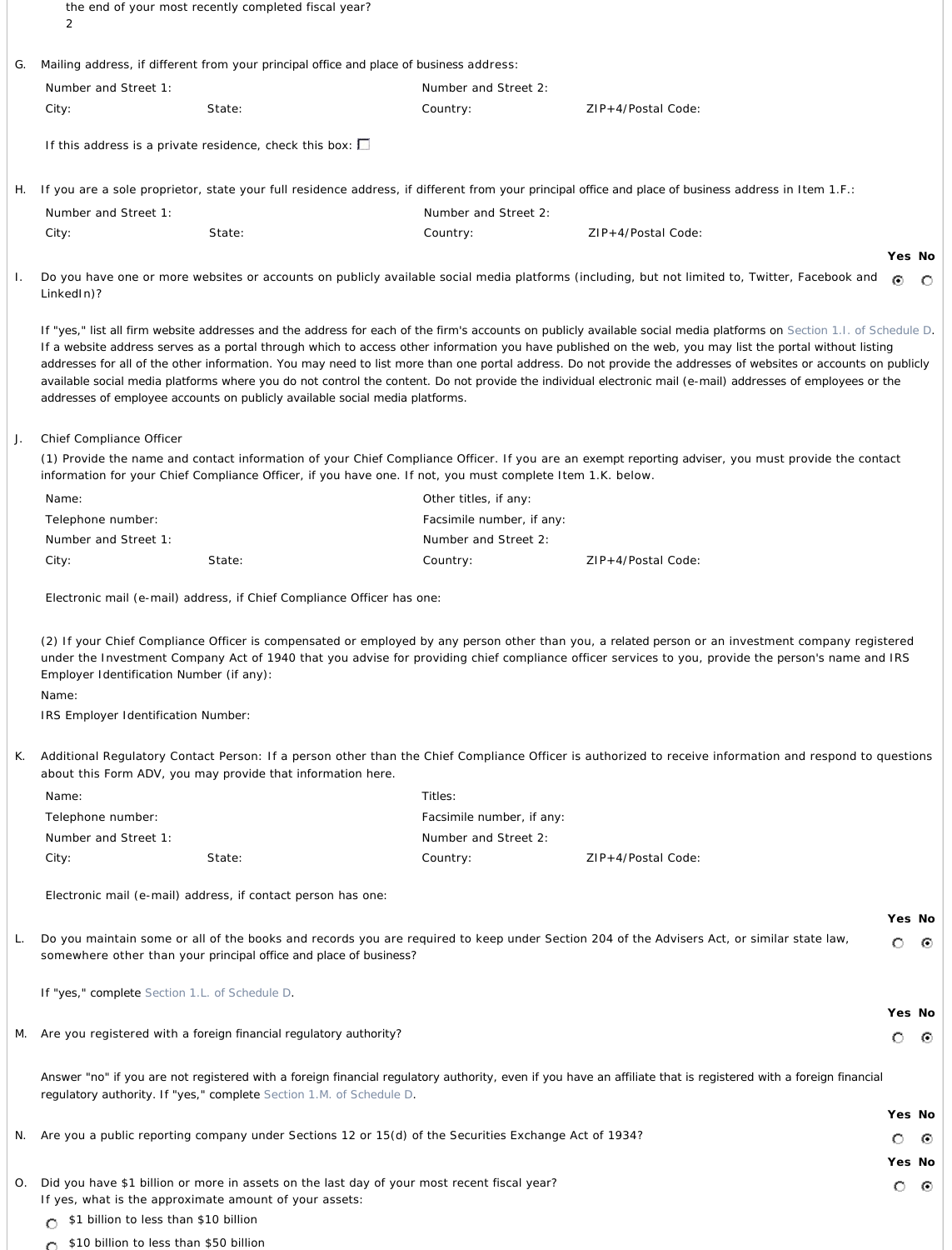the end of your most recently completed fiscal year?

2

G. Mailing address, if different from your principal office and place of business address:

| | | | |
|---|---|---|---|
| Number and Street 1: | | Number and Street 2: | |
| City: | State: | Country: | ZIP+4/Postal Code: |

If this address is a private residence, check this box: ☐

H. If you are a sole proprietor, state your full residence address, if different from your principal office and place of business address in Item 1.F.:

| | | | |
|---|---|---|---|
| Number and Street 1: | | Number and Street 2: | |
| City: | State: | Country: | ZIP+4/Postal Code: |

I. Do you have one or more websites or accounts on publicly available social media platforms (including, but not limited to, Twitter, Facebook and LinkedIn)? **Yes** ◉ **No** ○

If "yes," list all firm website addresses and the address for each of the firm's accounts on publicly available social media platforms on Section 1.I. of Schedule D. If a website address serves as a portal through which to access other information you have published on the web, you may list the portal without listing addresses for all of the other information. You may need to list more than one portal address. Do not provide the addresses of websites or accounts on publicly available social media platforms where you do not control the content. Do not provide the individual electronic mail (e-mail) addresses of employees or the addresses of employee accounts on publicly available social media platforms.

J. Chief Compliance Officer

(1) Provide the name and contact information of your Chief Compliance Officer. If you are an exempt reporting adviser, you must provide the contact information for your Chief Compliance Officer, if you have one. If not, you must complete Item 1.K. below.

| | | | |
|---|---|---|---|
| Name: | | Other titles, if any: | |
| Telephone number: | | Facsimile number, if any: | |
| Number and Street 1: | | Number and Street 2: | |
| City: | State: | Country: | ZIP+4/Postal Code: |

Electronic mail (e-mail) address, if Chief Compliance Officer has one:

(2) If your Chief Compliance Officer is compensated or employed by any person other than you, a related person or an investment company registered under the Investment Company Act of 1940 that you advise for providing chief compliance officer services to you, provide the person's name and IRS Employer Identification Number (if any):

Name:

IRS Employer Identification Number:

K. Additional Regulatory Contact Person: If a person other than the Chief Compliance Officer is authorized to receive information and respond to questions about this Form ADV, you may provide that information here.

| | | | |
|---|---|---|---|
| Name: | | Titles: | |
| Telephone number: | | Facsimile number, if any: | |
| Number and Street 1: | | Number and Street 2: | |
| City: | State: | Country: | ZIP+4/Postal Code: |

Electronic mail (e-mail) address, if contact person has one:

L. Do you maintain some or all of the books and records you are required to keep under Section 204 of the Advisers Act, or similar state law, somewhere other than your principal office and place of business? **Yes** ○ **No** ◉

If "yes," complete Section 1.L. of Schedule D.

M. Are you registered with a foreign financial regulatory authority? **Yes** ○ **No** ◉

Answer "no" if you are not registered with a foreign financial regulatory authority, even if you have an affiliate that is registered with a foreign financial regulatory authority. If "yes," complete Section 1.M. of Schedule D.

N. Are you a public reporting company under Sections 12 or 15(d) of the Securities Exchange Act of 1934? **Yes** ○ **No** ◉

O. Did you have $1 billion or more in assets on the last day of your most recent fiscal year? **Yes** ○ **No** ◉

If yes, what is the approximate amount of your assets:

○ $1 billion to less than $10 billion

○ $10 billion to less than $50 billion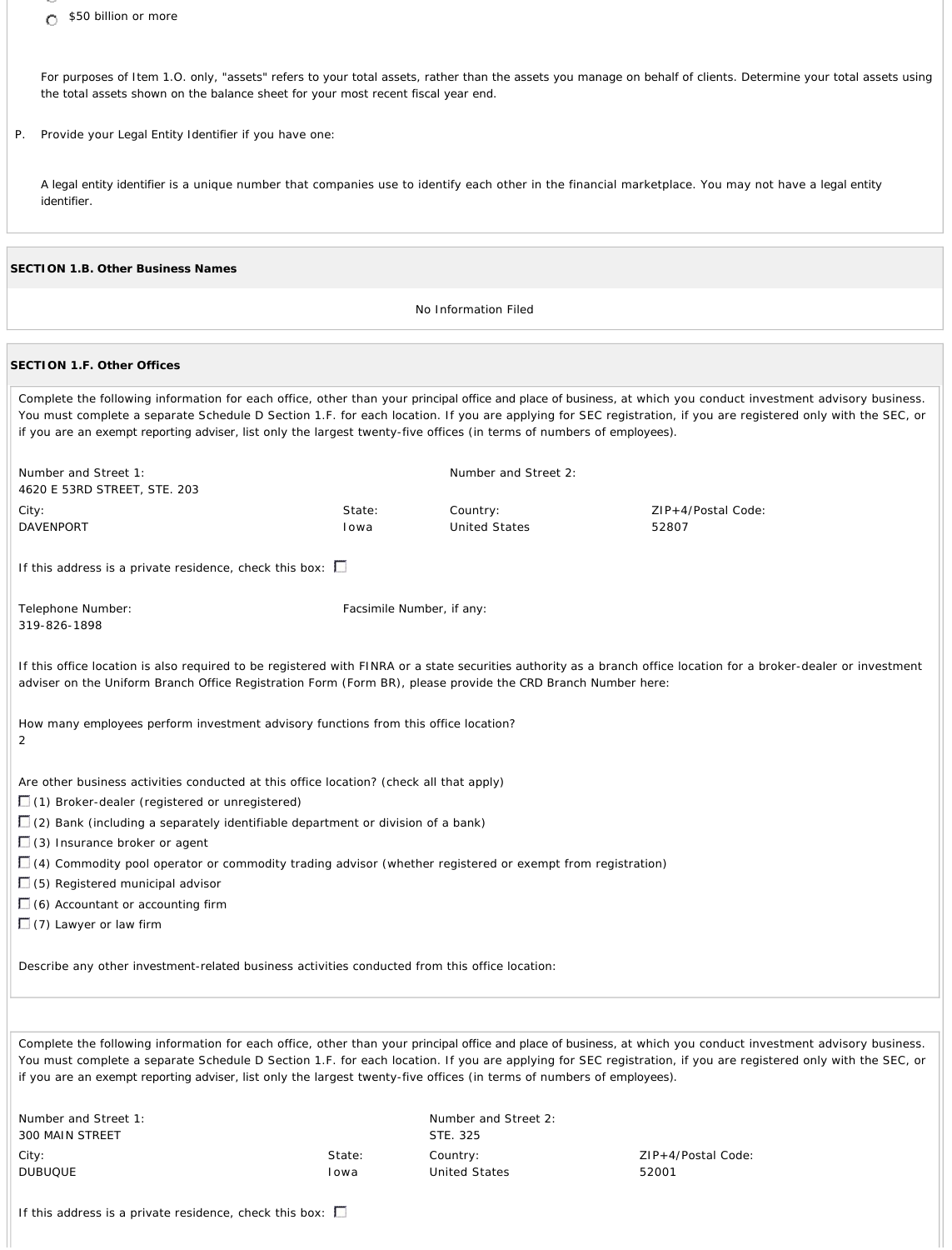- [ ] $50 billion or more

For purposes of Item 1.O. only, "assets" refers to your total assets, rather than the assets you manage on behalf of clients. Determine your total assets using the total assets shown on the balance sheet for your most recent fiscal year end.

P. Provide your Legal Entity Identifier if you have one:

A legal entity identifier is a unique number that companies use to identify each other in the financial marketplace. You may not have a legal entity identifier.

**SECTION 1.B. Other Business Names**

No Information Filed

**SECTION 1.F. Other Offices**

Complete the following information for each office, other than your principal office and place of business, at which you conduct investment advisory business. You must complete a separate Schedule D Section 1.F. for each location. If you are applying for SEC registration, if you are registered only with the SEC, or if you are an exempt reporting adviser, list only the largest twenty-five offices (in terms of numbers of employees).

| Number and Street 1: | | Number and Street 2: | |
|---|---|---|---|
| 4620 E 53RD STREET, STE. 203 | | | |
| City: | State: | Country: | ZIP+4/Postal Code: |
| DAVENPORT | Iowa | United States | 52807 |

If this address is a private residence, check this box: ☐

| Telephone Number: | Facsimile Number, if any: |
|---|---|
| 319-826-1898 | |

If this office location is also required to be registered with FINRA or a state securities authority as a branch office location for a broker-dealer or investment adviser on the Uniform Branch Office Registration Form (Form BR), please provide the CRD Branch Number here:

How many employees perform investment advisory functions from this office location?
2

Are other business activities conducted at this office location? (check all that apply)

- ☐ (1) Broker-dealer (registered or unregistered)
- ☐ (2) Bank (including a separately identifiable department or division of a bank)
- ☐ (3) Insurance broker or agent
- ☐ (4) Commodity pool operator or commodity trading advisor (whether registered or exempt from registration)
- ☐ (5) Registered municipal advisor
- ☐ (6) Accountant or accounting firm
- ☐ (7) Lawyer or law firm

Describe any other investment-related business activities conducted from this office location:

Complete the following information for each office, other than your principal office and place of business, at which you conduct investment advisory business. You must complete a separate Schedule D Section 1.F. for each location. If you are applying for SEC registration, if you are registered only with the SEC, or if you are an exempt reporting adviser, list only the largest twenty-five offices (in terms of numbers of employees).

| Number and Street 1: | | Number and Street 2: | |
|---|---|---|---|
| 300 MAIN STREET | | STE. 325 | |
| City: | State: | Country: | ZIP+4/Postal Code: |
| DUBUQUE | Iowa | United States | 52001 |

If this address is a private residence, check this box: ☐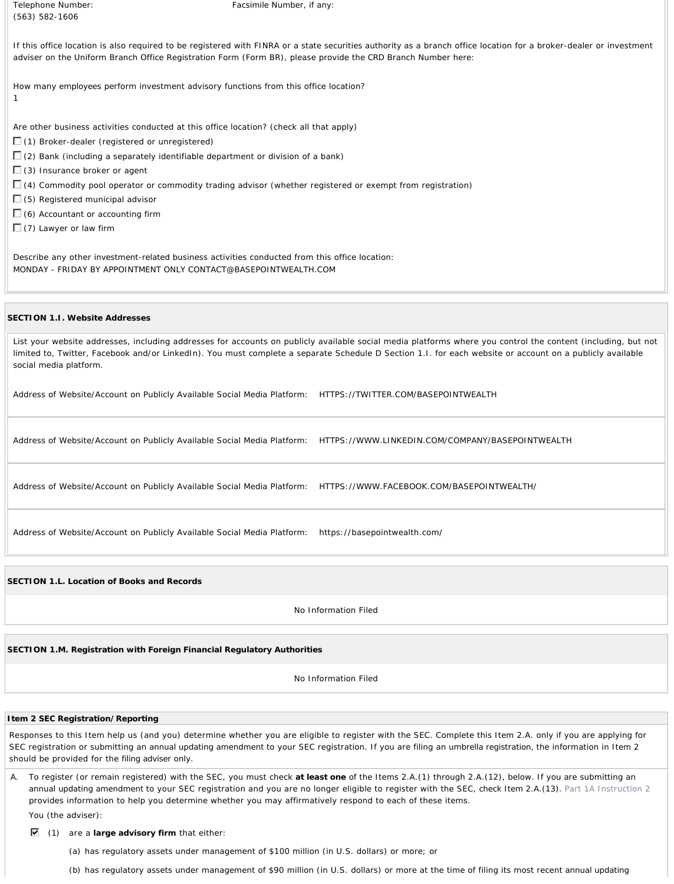Telephone Number: (563) 582-1606

Facsimile Number, if any:

If this office location is also required to be registered with FINRA or a state securities authority as a branch office location for a broker-dealer or investment adviser on the Uniform Branch Office Registration Form (Form BR), please provide the CRD Branch Number here:

How many employees perform investment advisory functions from this office location?
1

Are other business activities conducted at this office location? (check all that apply)

- ☐ (1) Broker-dealer (registered or unregistered)
- ☐ (2) Bank (including a separately identifiable department or division of a bank)
- ☐ (3) Insurance broker or agent
- ☐ (4) Commodity pool operator or commodity trading advisor (whether registered or exempt from registration)
- ☐ (5) Registered municipal advisor
- ☐ (6) Accountant or accounting firm
- ☐ (7) Lawyer or law firm

Describe any other investment-related business activities conducted from this office location:
MONDAY - FRIDAY BY APPOINTMENT ONLY CONTACT@BASEPOINTWEALTH.COM

**SECTION 1.I. Website Addresses**

List your website addresses, including addresses for accounts on publicly available social media platforms where you control the content (including, but not limited to, Twitter, Facebook and/or LinkedIn). You must complete a separate Schedule D Section 1.I. for each website or account on a publicly available social media platform.

Address of Website/Account on Publicly Available Social Media Platform: HTTPS://TWITTER.COM/BASEPOINTWEALTH

Address of Website/Account on Publicly Available Social Media Platform: HTTPS://WWW.LINKEDIN.COM/COMPANY/BASEPOINTWEALTH

Address of Website/Account on Publicly Available Social Media Platform: HTTPS://WWW.FACEBOOK.COM/BASEPOINTWEALTH/

Address of Website/Account on Publicly Available Social Media Platform: https://basepointwealth.com/

**SECTION 1.L. Location of Books and Records**

No Information Filed

**SECTION 1.M. Registration with Foreign Financial Regulatory Authorities**

No Information Filed

**Item 2 SEC Registration/Reporting**

Responses to this Item help us (and you) determine whether you are eligible to register with the SEC. Complete this Item 2.A. only if you are applying for SEC registration or submitting an annual updating amendment to your SEC registration. If you are filing an umbrella registration, the information in Item 2 should be provided for the filing adviser only.

A. To register (or remain registered) with the SEC, you must check **at least one** of the Items 2.A.(1) through 2.A.(12), below. If you are submitting an annual updating amendment to your SEC registration and you are no longer eligible to register with the SEC, check Item 2.A.(13). Part 1A Instruction 2 provides information to help you determine whether you may affirmatively respond to each of these items.

You (the adviser):

☑ (1) are a **large advisory firm** that either:

(a) has regulatory assets under management of $100 million (in U.S. dollars) or more; or

(b) has regulatory assets under management of $90 million (in U.S. dollars) or more at the time of filing its most recent annual updating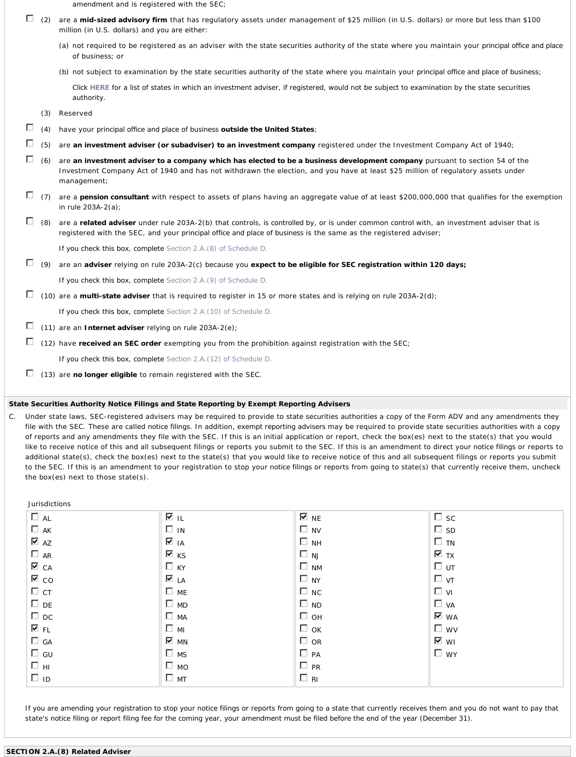amendment and is registered with the SEC;

- ☐ (2) are a **mid-sized advisory firm** that has regulatory assets under management of $25 million (in U.S. dollars) or more but less than $100 million (in U.S. dollars) and you are either:
  - (a) not required to be registered as an adviser with the state securities authority of the state where you maintain your principal office and place of business; or
  - (b) not subject to examination by the state securities authority of the state where you maintain your principal office and place of business;

    Click **HERE** for a list of states in which an investment adviser, if registered, would not be subject to examination by the state securities authority.
- (3) Reserved
- ☐ (4) have your principal office and place of business **outside the United States**;
- ☐ (5) are **an investment adviser (or subadviser) to an investment company** registered under the Investment Company Act of 1940;
- ☐ (6) are **an investment adviser to a company which has elected to be a business development company** pursuant to section 54 of the Investment Company Act of 1940 and has not withdrawn the election, and you have at least $25 million of regulatory assets under management;
- ☐ (7) are a **pension consultant** with respect to assets of plans having an aggregate value of at least $200,000,000 that qualifies for the exemption in rule 203A-2(a);
- ☐ (8) are a **related adviser** under rule 203A-2(b) that controls, is controlled by, or is under common control with, an investment adviser that is registered with the SEC, and your principal office and place of business is the same as the registered adviser;

  If you check this box, complete Section 2.A.(8) of Schedule D.
- ☐ (9) are an **adviser** relying on rule 203A-2(c) because you **expect to be eligible for SEC registration within 120 days;**

  If you check this box, complete Section 2.A.(9) of Schedule D.
- ☐ (10) are a **multi-state adviser** that is required to register in 15 or more states and is relying on rule 203A-2(d);

  If you check this box, complete Section 2.A.(10) of Schedule D.
- ☐ (11) are an **Internet adviser** relying on rule 203A-2(e);
- ☐ (12) have **received an SEC order** exempting you from the prohibition against registration with the SEC;

  If you check this box, complete Section 2.A.(12) of Schedule D.
- ☐ (13) are **no longer eligible** to remain registered with the SEC.

**State Securities Authority Notice Filings and State Reporting by Exempt Reporting Advisers**

C. Under state laws, SEC-registered advisers may be required to provide to state securities authorities a copy of the Form ADV and any amendments they file with the SEC. These are called notice filings. In addition, exempt reporting advisers may be required to provide state securities authorities with a copy of reports and any amendments they file with the SEC. If this is an initial application or report, check the box(es) next to the state(s) that you would like to receive notice of this and all subsequent filings or reports you submit to the SEC. If this is an amendment to direct your notice filings or reports to additional state(s), check the box(es) next to the state(s) that you would like to receive notice of this and all subsequent filings or reports you submit to the SEC. If this is an amendment to your registration to stop your notice filings or reports from going to state(s) that currently receive them, uncheck the box(es) next to those state(s).

Jurisdictions

| | | | |
|---|---|---|---|
| ☐ AL | ☑ IL | ☑ NE | ☐ SC |
| ☐ AK | ☐ IN | ☐ NV | ☐ SD |
| ☑ AZ | ☑ IA | ☐ NH | ☐ TN |
| ☐ AR | ☑ KS | ☐ NJ | ☑ TX |
| ☑ CA | ☐ KY | ☐ NM | ☐ UT |
| ☑ CO | ☑ LA | ☐ NY | ☐ VT |
| ☐ CT | ☐ ME | ☐ NC | ☐ VI |
| ☐ DE | ☐ MD | ☐ ND | ☐ VA |
| ☐ DC | ☐ MA | ☐ OH | ☑ WA |
| ☑ FL | ☐ MI | ☐ OK | ☐ WV |
| ☐ GA | ☑ MN | ☐ OR | ☑ WI |
| ☐ GU | ☐ MS | ☐ PA | ☐ WY |
| ☐ HI | ☐ MO | ☐ PR | |
| ☐ ID | ☐ MT | ☐ RI | |

If you are amending your registration to stop your notice filings or reports from going to a state that currently receives them and you do not want to pay that state's notice filing or report filing fee for the coming year, your amendment must be filed before the end of the year (December 31).

**SECTION 2.A.(8) Related Adviser**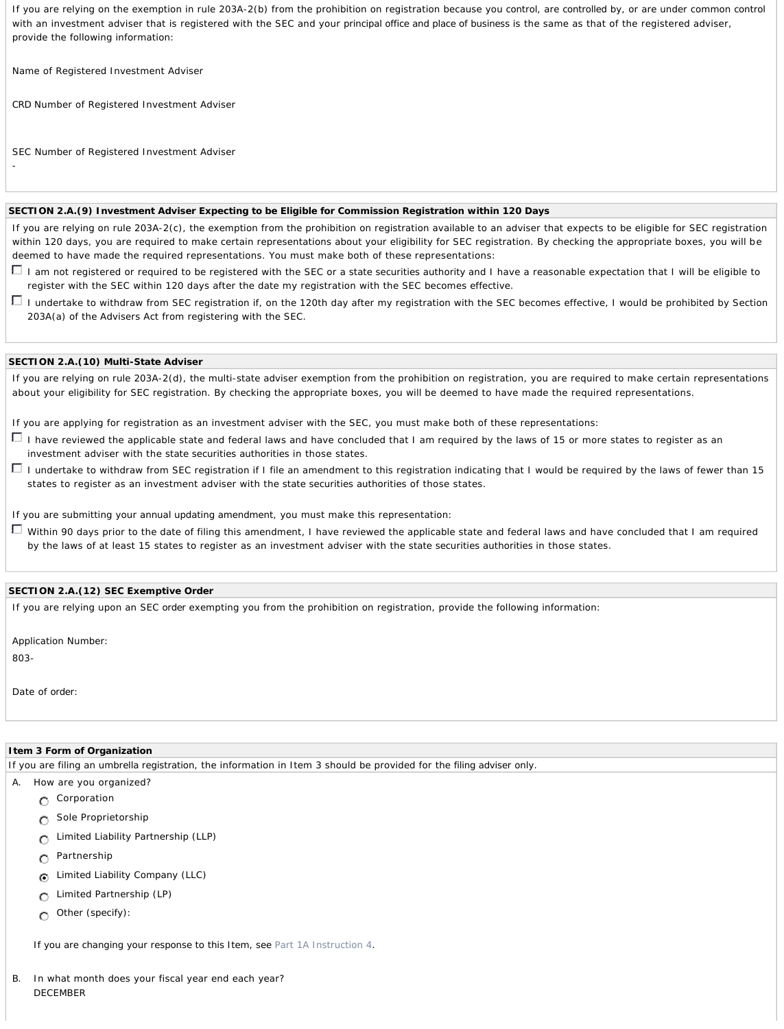If you are relying on the exemption in rule 203A-2(b) from the prohibition on registration because you control, are controlled by, or are under common control with an investment adviser that is registered with the SEC and your principal office and place of business is the same as that of the registered adviser, provide the following information:

Name of Registered Investment Adviser

CRD Number of Registered Investment Adviser

SEC Number of Registered Investment Adviser
-

**SECTION 2.A.(9) Investment Adviser Expecting to be Eligible for Commission Registration within 120 Days**

If you are relying on rule 203A-2(c), the exemption from the prohibition on registration available to an adviser that expects to be eligible for SEC registration within 120 days, you are required to make certain representations about your eligibility for SEC registration. By checking the appropriate boxes, you will be deemed to have made the required representations. You must make both of these representations:

- ☐ I am not registered or required to be registered with the SEC or a state securities authority and I have a reasonable expectation that I will be eligible to register with the SEC within 120 days after the date my registration with the SEC becomes effective.
- ☐ I undertake to withdraw from SEC registration if, on the 120th day after my registration with the SEC becomes effective, I would be prohibited by Section 203A(a) of the Advisers Act from registering with the SEC.

**SECTION 2.A.(10) Multi-State Adviser**

If you are relying on rule 203A-2(d), the multi-state adviser exemption from the prohibition on registration, you are required to make certain representations about your eligibility for SEC registration. By checking the appropriate boxes, you will be deemed to have made the required representations.

If you are applying for registration as an investment adviser with the SEC, you must make both of these representations:

- ☐ I have reviewed the applicable state and federal laws and have concluded that I am required by the laws of 15 or more states to register as an investment adviser with the state securities authorities in those states.
- ☐ I undertake to withdraw from SEC registration if I file an amendment to this registration indicating that I would be required by the laws of fewer than 15 states to register as an investment adviser with the state securities authorities of those states.

If you are submitting your annual updating amendment, you must make this representation:

- ☐ Within 90 days prior to the date of filing this amendment, I have reviewed the applicable state and federal laws and have concluded that I am required by the laws of at least 15 states to register as an investment adviser with the state securities authorities in those states.

**SECTION 2.A.(12) SEC Exemptive Order**

If you are relying upon an SEC order exempting you from the prohibition on registration, provide the following information:

Application Number:
803-

Date of order:

**Item 3 Form of Organization**

If you are filing an umbrella registration, the information in Item 3 should be provided for the filing adviser only.

A. How are you organized?

- ○ Corporation
- ○ Sole Proprietorship
- ○ Limited Liability Partnership (LLP)
- ○ Partnership
- ◉ Limited Liability Company (LLC)
- ○ Limited Partnership (LP)
- ○ Other (specify):

If you are changing your response to this Item, see Part 1A Instruction 4.

B. In what month does your fiscal year end each year?
DECEMBER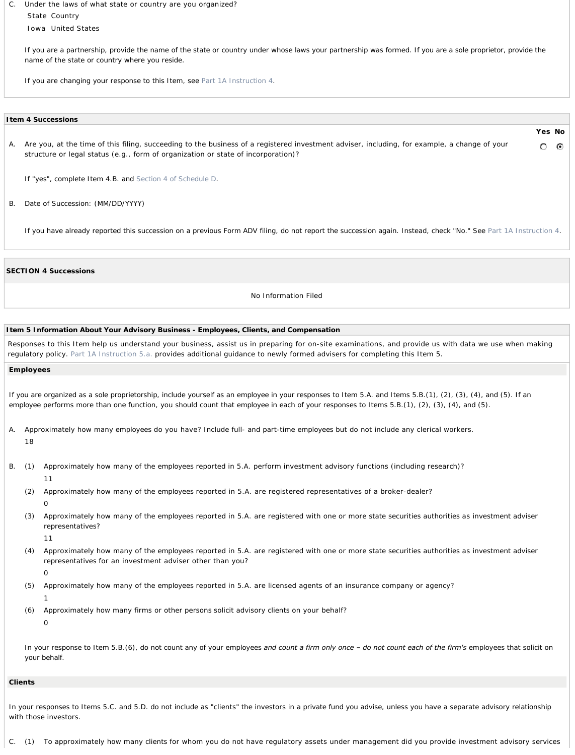C. Under the laws of what state or country are you organized?

| State | Country |
|---|---|
| Iowa | United States |

If you are a partnership, provide the name of the state or country under whose laws your partnership was formed. If you are a sole proprietor, provide the name of the state or country where you reside.

If you are changing your response to this Item, see Part 1A Instruction 4.

### Item 4 Successions

| | Yes | No |
|---|---|---|
| A. Are you, at the time of this filing, succeeding to the business of a registered investment adviser, including, for example, a change of your structure or legal status (e.g., form of organization or state of incorporation)? | ○ | ◉ |

If "yes", complete Item 4.B. and Section 4 of Schedule D.

B. Date of Succession: (MM/DD/YYYY)

If you have already reported this succession on a previous Form ADV filing, do not report the succession again. Instead, check "No." See Part 1A Instruction 4.

### SECTION 4 Successions

No Information Filed

### Item 5 Information About Your Advisory Business - Employees, Clients, and Compensation

Responses to this Item help us understand your business, assist us in preparing for on-site examinations, and provide us with data we use when making regulatory policy. Part 1A Instruction 5.a. provides additional guidance to newly formed advisers for completing this Item 5.

#### Employees

If you are organized as a sole proprietorship, include yourself as an employee in your responses to Item 5.A. and Items 5.B.(1), (2), (3), (4), and (5). If an employee performs more than one function, you should count that employee in each of your responses to Items 5.B.(1), (2), (3), (4), and (5).

A. Approximately how many employees do you have? Include full- and part-time employees but do not include any clerical workers.
18

B. (1) Approximately how many of the employees reported in 5.A. perform investment advisory functions (including research)?
11

(2) Approximately how many of the employees reported in 5.A. are registered representatives of a broker-dealer?
0

(3) Approximately how many of the employees reported in 5.A. are registered with one or more state securities authorities as investment adviser representatives?
11

(4) Approximately how many of the employees reported in 5.A. are registered with one or more state securities authorities as investment adviser representatives for an investment adviser other than you?
0

(5) Approximately how many of the employees reported in 5.A. are licensed agents of an insurance company or agency?
1

(6) Approximately how many firms or other persons solicit advisory clients on your behalf?
0

In your response to Item 5.B.(6), do not count any of your employees *and count a firm only once – do not count each of the firm's* employees that solicit on your behalf.

#### Clients

In your responses to Items 5.C. and 5.D. do not include as "clients" the investors in a private fund you advise, unless you have a separate advisory relationship with those investors.

C. (1) To approximately how many clients for whom you do not have regulatory assets under management did you provide investment advisory services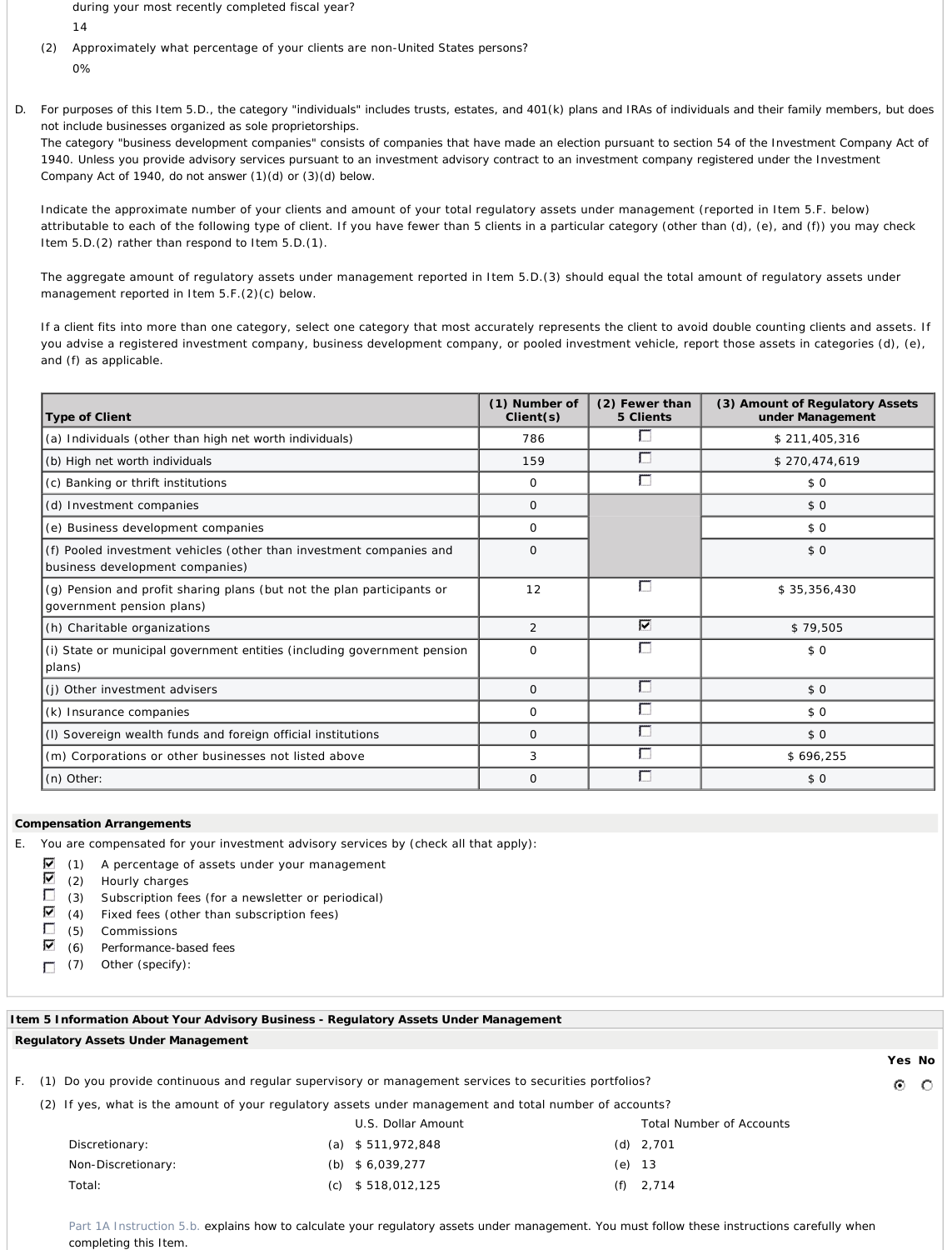during your most recently completed fiscal year?

14

(2) Approximately what percentage of your clients are non-United States persons?

0%

D. For purposes of this Item 5.D., the category "individuals" includes trusts, estates, and 401(k) plans and IRAs of individuals and their family members, but does not include businesses organized as sole proprietorships.
The category "business development companies" consists of companies that have made an election pursuant to section 54 of the Investment Company Act of 1940. Unless you provide advisory services pursuant to an investment advisory contract to an investment company registered under the Investment Company Act of 1940, do not answer (1)(d) or (3)(d) below.

Indicate the approximate number of your clients and amount of your total regulatory assets under management (reported in Item 5.F. below) attributable to each of the following type of client. If you have fewer than 5 clients in a particular category (other than (d), (e), and (f)) you may check Item 5.D.(2) rather than respond to Item 5.D.(1).

The aggregate amount of regulatory assets under management reported in Item 5.D.(3) should equal the total amount of regulatory assets under management reported in Item 5.F.(2)(c) below.

If a client fits into more than one category, select one category that most accurately represents the client to avoid double counting clients and assets. If you advise a registered investment company, business development company, or pooled investment vehicle, report those assets in categories (d), (e), and (f) as applicable.

| Type of Client | (1) Number of Client(s) | (2) Fewer than 5 Clients | (3) Amount of Regulatory Assets under Management |
|---|---|---|---|
| (a) Individuals (other than high net worth individuals) | 786 | ☐ | $ 211,405,316 |
| (b) High net worth individuals | 159 | ☐ | $ 270,474,619 |
| (c) Banking or thrift institutions | 0 | ☐ | $ 0 |
| (d) Investment companies | 0 | | $ 0 |
| (e) Business development companies | 0 | | $ 0 |
| (f) Pooled investment vehicles (other than investment companies and business development companies) | 0 | | $ 0 |
| (g) Pension and profit sharing plans (but not the plan participants or government pension plans) | 12 | ☐ | $ 35,356,430 |
| (h) Charitable organizations | 2 | ☑ | $ 79,505 |
| (i) State or municipal government entities (including government pension plans) | 0 | ☐ | $ 0 |
| (j) Other investment advisers | 0 | ☐ | $ 0 |
| (k) Insurance companies | 0 | ☐ | $ 0 |
| (l) Sovereign wealth funds and foreign official institutions | 0 | ☐ | $ 0 |
| (m) Corporations or other businesses not listed above | 3 | ☐ | $ 696,255 |
| (n) Other: | 0 | ☐ | $ 0 |

**Compensation Arrangements**

E. You are compensated for your investment advisory services by (check all that apply):

- ☑ (1) A percentage of assets under your management
- ☑ (2) Hourly charges
- ☐ (3) Subscription fees (for a newsletter or periodical)
- ☑ (4) Fixed fees (other than subscription fees)
- ☐ (5) Commissions
- ☑ (6) Performance-based fees
- ☐ (7) Other (specify):

**Item 5 Information About Your Advisory Business - Regulatory Assets Under Management**

**Regulatory Assets Under Management**

F. (1) Do you provide continuous and regular supervisory or management services to securities portfolios? Yes ◉ No ○

(2) If yes, what is the amount of your regulatory assets under management and total number of accounts?

| | U.S. Dollar Amount | Total Number of Accounts |
|---|---|---|
| Discretionary: | (a) $ 511,972,848 | (d) 2,701 |
| Non-Discretionary: | (b) $ 6,039,277 | (e) 13 |
| Total: | (c) $ 518,012,125 | (f) 2,714 |

Part 1A Instruction 5.b. explains how to calculate your regulatory assets under management. You must follow these instructions carefully when completing this Item.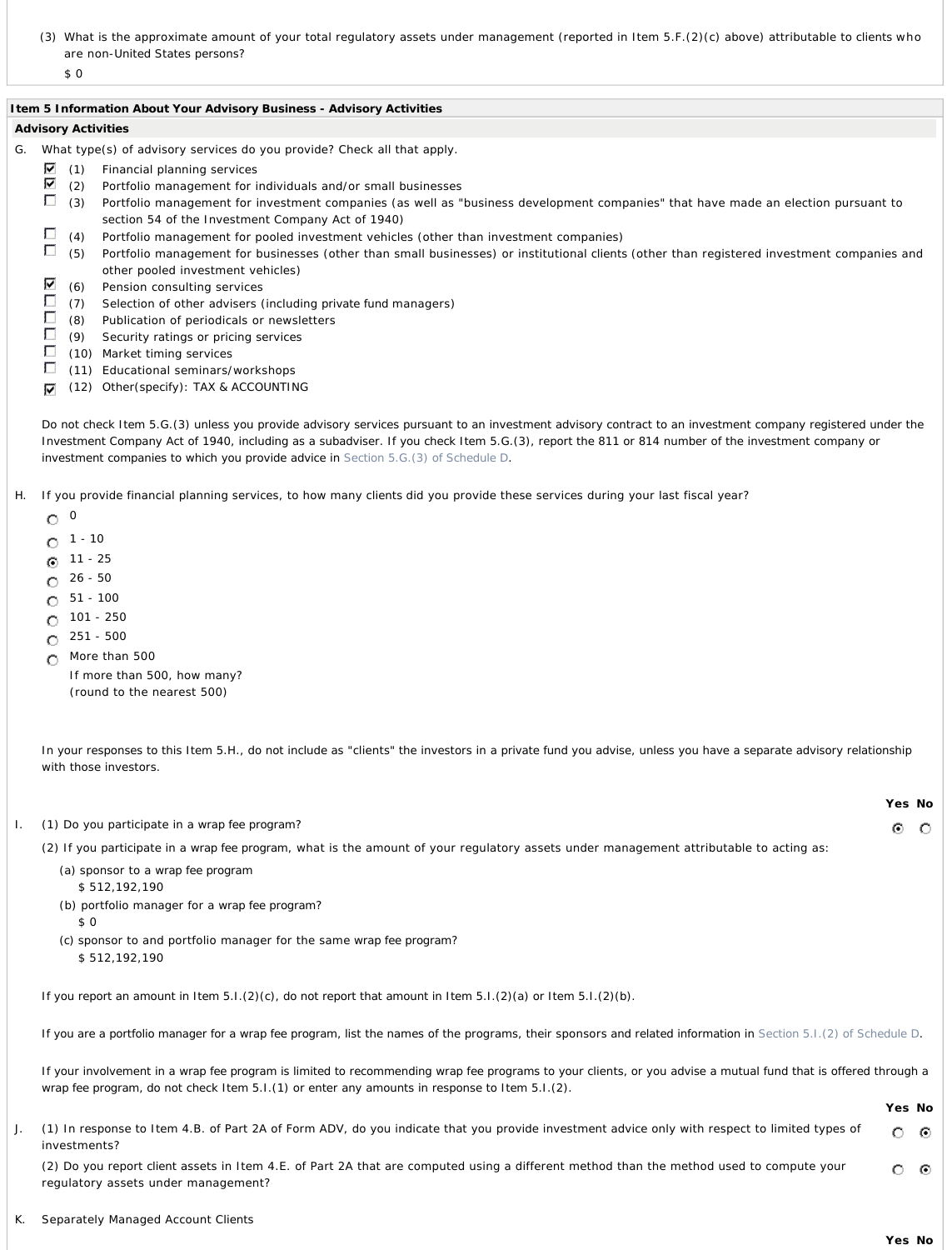(3) What is the approximate amount of your total regulatory assets under management (reported in Item 5.F.(2)(c) above) attributable to clients who are non-United States persons?

$ 0

**Item 5 Information About Your Advisory Business - Advisory Activities**

**Advisory Activities**

G. What type(s) of advisory services do you provide? Check all that apply.

- ☑ (1) Financial planning services
- ☑ (2) Portfolio management for individuals and/or small businesses
- ☐ (3) Portfolio management for investment companies (as well as "business development companies" that have made an election pursuant to section 54 of the Investment Company Act of 1940)
- ☐ (4) Portfolio management for pooled investment vehicles (other than investment companies)
- ☐ (5) Portfolio management for businesses (other than small businesses) or institutional clients (other than registered investment companies and other pooled investment vehicles)
- ☑ (6) Pension consulting services
- ☐ (7) Selection of other advisers (including private fund managers)
- ☐ (8) Publication of periodicals or newsletters
- ☐ (9) Security ratings or pricing services
- ☐ (10) Market timing services
- ☐ (11) Educational seminars/workshops
- ☑ (12) Other(specify): TAX & ACCOUNTING

Do not check Item 5.G.(3) unless you provide advisory services pursuant to an investment advisory contract to an investment company registered under the Investment Company Act of 1940, including as a subadviser. If you check Item 5.G.(3), report the 811 or 814 number of the investment company or investment companies to which you provide advice in Section 5.G.(3) of Schedule D.

H. If you provide financial planning services, to how many clients did you provide these services during your last fiscal year?

- ○ 0
- ○ 1 - 10
- ◉ 11 - 25
- ○ 26 - 50
- ○ 51 - 100
- ○ 101 - 250
- ○ 251 - 500
- ○ More than 500

  If more than 500, how many?
  (round to the nearest 500)

In your responses to this Item 5.H., do not include as "clients" the investors in a private fund you advise, unless you have a separate advisory relationship with those investors.

| | Yes | No |
|---|---|---|
| I. (1) Do you participate in a wrap fee program? | ◉ | ○ |

(2) If you participate in a wrap fee program, what is the amount of your regulatory assets under management attributable to acting as:

(a) sponsor to a wrap fee program
$ 512,192,190

(b) portfolio manager for a wrap fee program?
$ 0

(c) sponsor to and portfolio manager for the same wrap fee program?
$ 512,192,190

If you report an amount in Item 5.I.(2)(c), do not report that amount in Item 5.I.(2)(a) or Item 5.I.(2)(b).

If you are a portfolio manager for a wrap fee program, list the names of the programs, their sponsors and related information in Section 5.I.(2) of Schedule D.

If your involvement in a wrap fee program is limited to recommending wrap fee programs to your clients, or you advise a mutual fund that is offered through a wrap fee program, do not check Item 5.I.(1) or enter any amounts in response to Item 5.I.(2).

| | Yes | No |
|---|---|---|
| J. (1) In response to Item 4.B. of Part 2A of Form ADV, do you indicate that you provide investment advice only with respect to limited types of investments? | ○ | ◉ |
| (2) Do you report client assets in Item 4.E. of Part 2A that are computed using a different method than the method used to compute your regulatory assets under management? | ○ | ◉ |

K. Separately Managed Account Clients

| | Yes | No |
|---|---|---|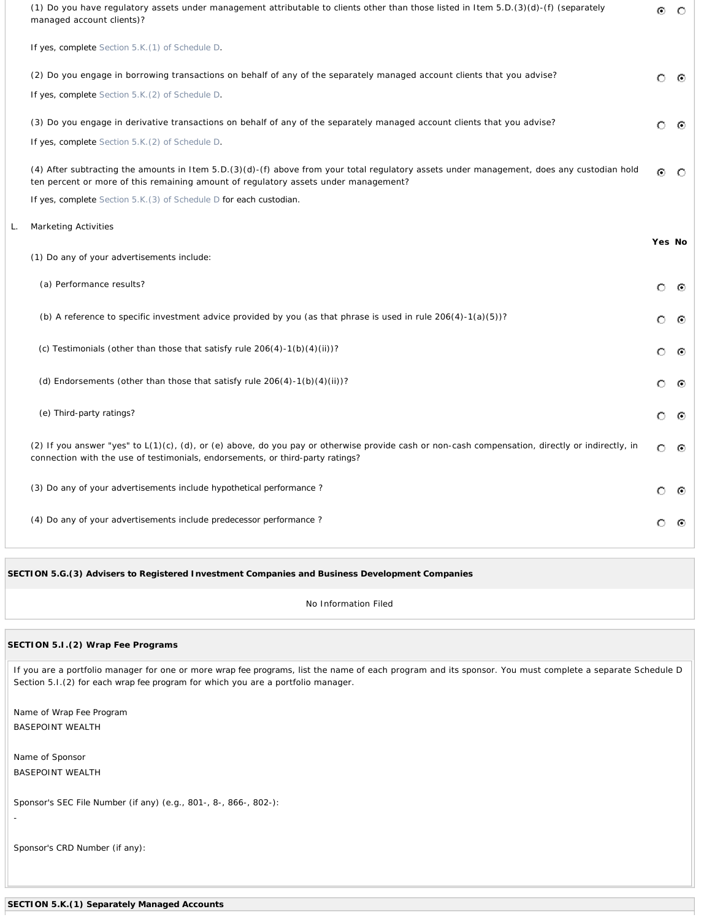(1) Do you have regulatory assets under management attributable to clients other than those listed in Item 5.D.(3)(d)-(f) (separately managed account clients)? — **Yes**

If yes, complete Section 5.K.(1) of Schedule D.

(2) Do you engage in borrowing transactions on behalf of any of the separately managed account clients that you advise? — **No**

If yes, complete Section 5.K.(2) of Schedule D.

(3) Do you engage in derivative transactions on behalf of any of the separately managed account clients that you advise? — **No**

If yes, complete Section 5.K.(2) of Schedule D.

(4) After subtracting the amounts in Item 5.D.(3)(d)-(f) above from your total regulatory assets under management, does any custodian hold ten percent or more of this remaining amount of regulatory assets under management? — **Yes**

If yes, complete Section 5.K.(3) of Schedule D for each custodian.

L. Marketing Activities

| | Yes | No |
|---|---|---|
| (1) Do any of your advertisements include: | | |
| (a) Performance results? | | ◉ |
| (b) A reference to specific investment advice provided by you (as that phrase is used in rule 206(4)-1(a)(5))? | | ◉ |
| (c) Testimonials (other than those that satisfy rule 206(4)-1(b)(4)(ii))? | | ◉ |
| (d) Endorsements (other than those that satisfy rule 206(4)-1(b)(4)(ii))? | | ◉ |
| (e) Third-party ratings? | | ◉ |
| (2) If you answer "yes" to L(1)(c), (d), or (e) above, do you pay or otherwise provide cash or non-cash compensation, directly or indirectly, in connection with the use of testimonials, endorsements, or third-party ratings? | | ◉ |
| (3) Do any of your advertisements include hypothetical performance ? | | ◉ |
| (4) Do any of your advertisements include predecessor performance ? | | ◉ |

**SECTION 5.G.(3) Advisers to Registered Investment Companies and Business Development Companies**

No Information Filed

**SECTION 5.I.(2) Wrap Fee Programs**

If you are a portfolio manager for one or more wrap fee programs, list the name of each program and its sponsor. You must complete a separate Schedule D Section 5.I.(2) for each wrap fee program for which you are a portfolio manager.

Name of Wrap Fee Program
BASEPOINT WEALTH

Name of Sponsor
BASEPOINT WEALTH

Sponsor's SEC File Number (if any) (e.g., 801-, 8-, 866-, 802-):
-

Sponsor's CRD Number (if any):

**SECTION 5.K.(1) Separately Managed Accounts**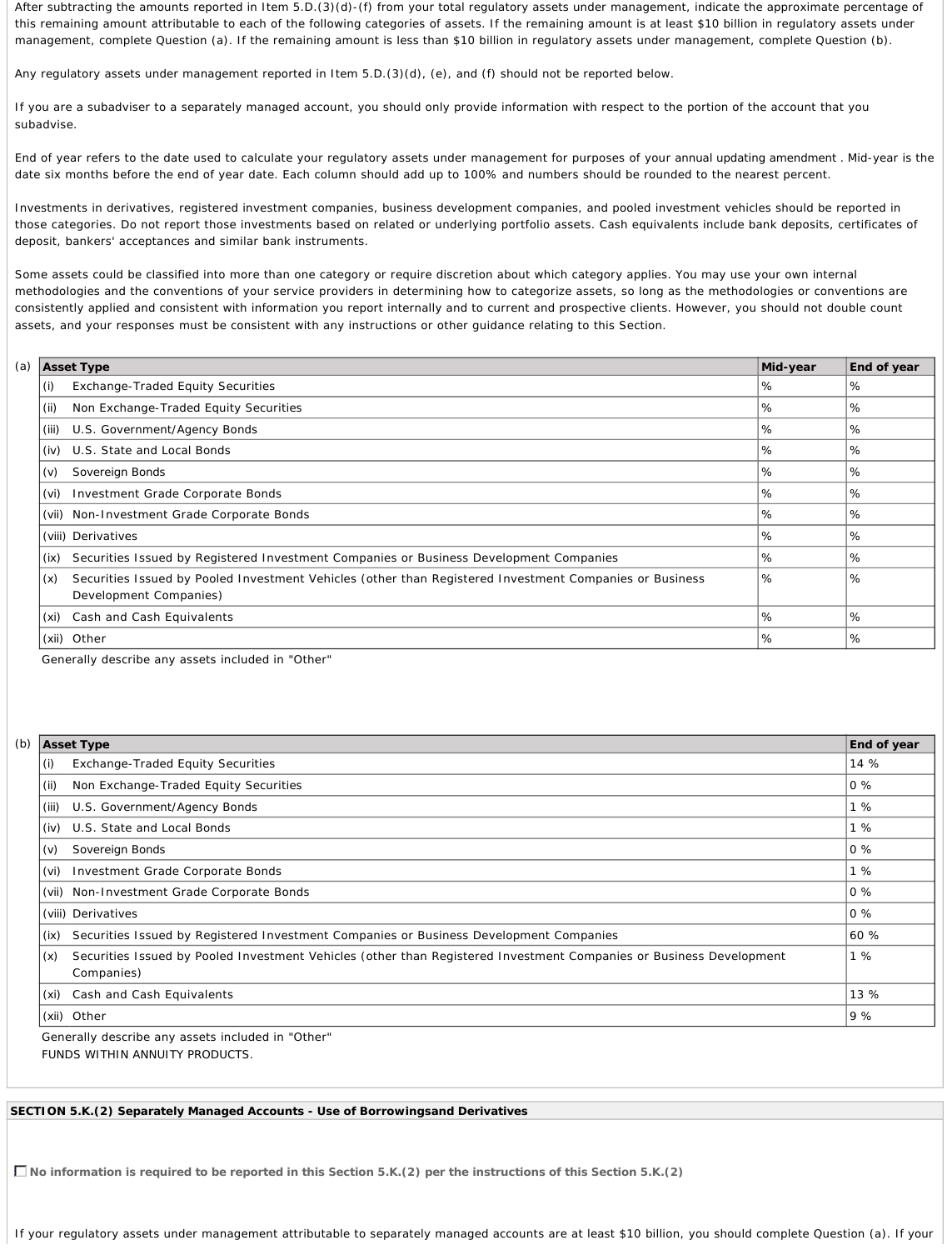After subtracting the amounts reported in Item 5.D.(3)(d)-(f) from your total regulatory assets under management, indicate the approximate percentage of this remaining amount attributable to each of the following categories of assets. If the remaining amount is at least $10 billion in regulatory assets under management, complete Question (a). If the remaining amount is less than $10 billion in regulatory assets under management, complete Question (b).

Any regulatory assets under management reported in Item 5.D.(3)(d), (e), and (f) should not be reported below.

If you are a subadviser to a separately managed account, you should only provide information with respect to the portion of the account that you subadvise.

End of year refers to the date used to calculate your regulatory assets under management for purposes of your annual updating amendment . Mid-year is the date six months before the end of year date. Each column should add up to 100% and numbers should be rounded to the nearest percent.

Investments in derivatives, registered investment companies, business development companies, and pooled investment vehicles should be reported in those categories. Do not report those investments based on related or underlying portfolio assets. Cash equivalents include bank deposits, certificates of deposit, bankers' acceptances and similar bank instruments.

Some assets could be classified into more than one category or require discretion about which category applies. You may use your own internal methodologies and the conventions of your service providers in determining how to categorize assets, so long as the methodologies or conventions are consistently applied and consistent with information you report internally and to current and prospective clients. However, you should not double count assets, and your responses must be consistent with any instructions or other guidance relating to this Section.

(a)

| Asset Type | Mid-year | End of year |
|---|---|---|
| (i) Exchange-Traded Equity Securities | % | % |
| (ii) Non Exchange-Traded Equity Securities | % | % |
| (iii) U.S. Government/Agency Bonds | % | % |
| (iv) U.S. State and Local Bonds | % | % |
| (v) Sovereign Bonds | % | % |
| (vi) Investment Grade Corporate Bonds | % | % |
| (vii) Non-Investment Grade Corporate Bonds | % | % |
| (viii) Derivatives | % | % |
| (ix) Securities Issued by Registered Investment Companies or Business Development Companies | % | % |
| (x) Securities Issued by Pooled Investment Vehicles (other than Registered Investment Companies or Business Development Companies) | % | % |
| (xi) Cash and Cash Equivalents | % | % |
| (xii) Other | % | % |

Generally describe any assets included in "Other"

(b)

| Asset Type | End of year |
|---|---|
| (i) Exchange-Traded Equity Securities | 14 % |
| (ii) Non Exchange-Traded Equity Securities | 0 % |
| (iii) U.S. Government/Agency Bonds | 1 % |
| (iv) U.S. State and Local Bonds | 1 % |
| (v) Sovereign Bonds | 0 % |
| (vi) Investment Grade Corporate Bonds | 1 % |
| (vii) Non-Investment Grade Corporate Bonds | 0 % |
| (viii) Derivatives | 0 % |
| (ix) Securities Issued by Registered Investment Companies or Business Development Companies | 60 % |
| (x) Securities Issued by Pooled Investment Vehicles (other than Registered Investment Companies or Business Development Companies) | 1 % |
| (xi) Cash and Cash Equivalents | 13 % |
| (xii) Other | 9 % |

Generally describe any assets included in "Other"
FUNDS WITHIN ANNUITY PRODUCTS.

**SECTION 5.K.(2) Separately Managed Accounts - Use of Borrowingsand Derivatives**

☐ **No information is required to be reported in this Section 5.K.(2) per the instructions of this Section 5.K.(2)**

If your regulatory assets under management attributable to separately managed accounts are at least $10 billion, you should complete Question (a). If your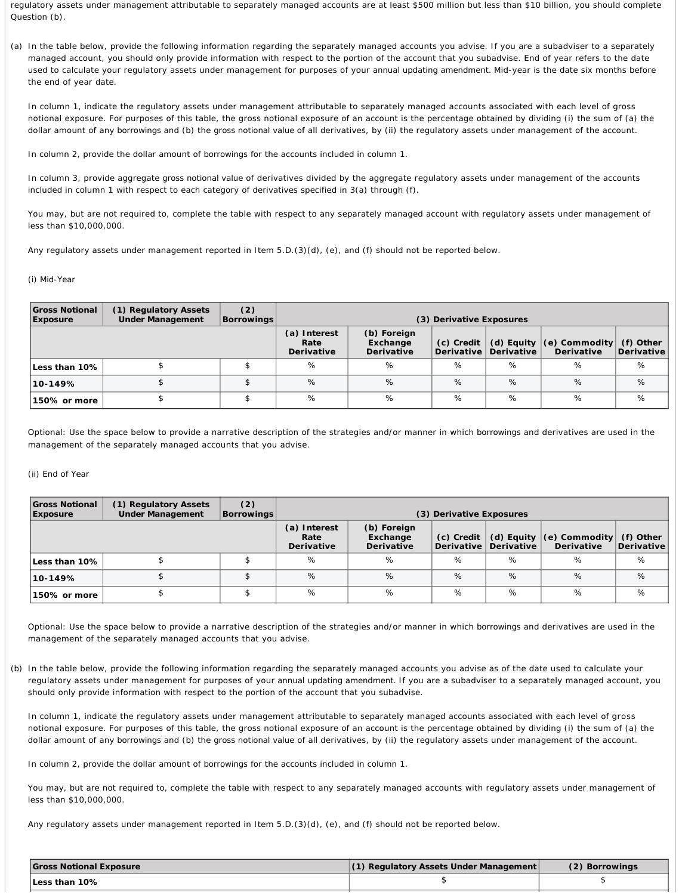regulatory assets under management attributable to separately managed accounts are at least $500 million but less than $10 billion, you should complete Question (b).

(a) In the table below, provide the following information regarding the separately managed accounts you advise. If you are a subadviser to a separately managed account, you should only provide information with respect to the portion of the account that you subadvise. End of year refers to the date used to calculate your regulatory assets under management for purposes of your annual updating amendment. Mid-year is the date six months before the end of year date.

In column 1, indicate the regulatory assets under management attributable to separately managed accounts associated with each level of gross notional exposure. For purposes of this table, the gross notional exposure of an account is the percentage obtained by dividing (i) the sum of (a) the dollar amount of any borrowings and (b) the gross notional value of all derivatives, by (ii) the regulatory assets under management of the account.

In column 2, provide the dollar amount of borrowings for the accounts included in column 1.

In column 3, provide aggregate gross notional value of derivatives divided by the aggregate regulatory assets under management of the accounts included in column 1 with respect to each category of derivatives specified in 3(a) through (f).

You may, but are not required to, complete the table with respect to any separately managed account with regulatory assets under management of less than $10,000,000.

Any regulatory assets under management reported in Item 5.D.(3)(d), (e), and (f) should not be reported below.

(i) Mid-Year

| Gross Notional Exposure | (1) Regulatory Assets Under Management | (2) Borrowings | (3) Derivative Exposures | | | | | |
|---|---|---|---|---|---|---|---|---|
| | | | (a) Interest Rate Derivative | (b) Foreign Exchange Derivative | (c) Credit Derivative | (d) Equity Derivative | (e) Commodity Derivative | (f) Other Derivative |
| Less than 10% | $ | $ | % | % | % | % | % | % |
| 10-149% | $ | $ | % | % | % | % | % | % |
| 150% or more | $ | $ | % | % | % | % | % | % |

Optional: Use the space below to provide a narrative description of the strategies and/or manner in which borrowings and derivatives are used in the management of the separately managed accounts that you advise.

(ii) End of Year

| Gross Notional Exposure | (1) Regulatory Assets Under Management | (2) Borrowings | (3) Derivative Exposures | | | | | |
|---|---|---|---|---|---|---|---|---|
| | | | (a) Interest Rate Derivative | (b) Foreign Exchange Derivative | (c) Credit Derivative | (d) Equity Derivative | (e) Commodity Derivative | (f) Other Derivative |
| Less than 10% | $ | $ | % | % | % | % | % | % |
| 10-149% | $ | $ | % | % | % | % | % | % |
| 150% or more | $ | $ | % | % | % | % | % | % |

Optional: Use the space below to provide a narrative description of the strategies and/or manner in which borrowings and derivatives are used in the management of the separately managed accounts that you advise.

(b) In the table below, provide the following information regarding the separately managed accounts you advise as of the date used to calculate your regulatory assets under management for purposes of your annual updating amendment. If you are a subadviser to a separately managed account, you should only provide information with respect to the portion of the account that you subadvise.

In column 1, indicate the regulatory assets under management attributable to separately managed accounts associated with each level of gross notional exposure. For purposes of this table, the gross notional exposure of an account is the percentage obtained by dividing (i) the sum of (a) the dollar amount of any borrowings and (b) the gross notional value of all derivatives, by (ii) the regulatory assets under management of the account.

In column 2, provide the dollar amount of borrowings for the accounts included in column 1.

You may, but are not required to, complete the table with respect to any separately managed accounts with regulatory assets under management of less than $10,000,000.

Any regulatory assets under management reported in Item 5.D.(3)(d), (e), and (f) should not be reported below.

| Gross Notional Exposure | (1) Regulatory Assets Under Management | (2) Borrowings |
|---|---|---|
| Less than 10% | $ | $ |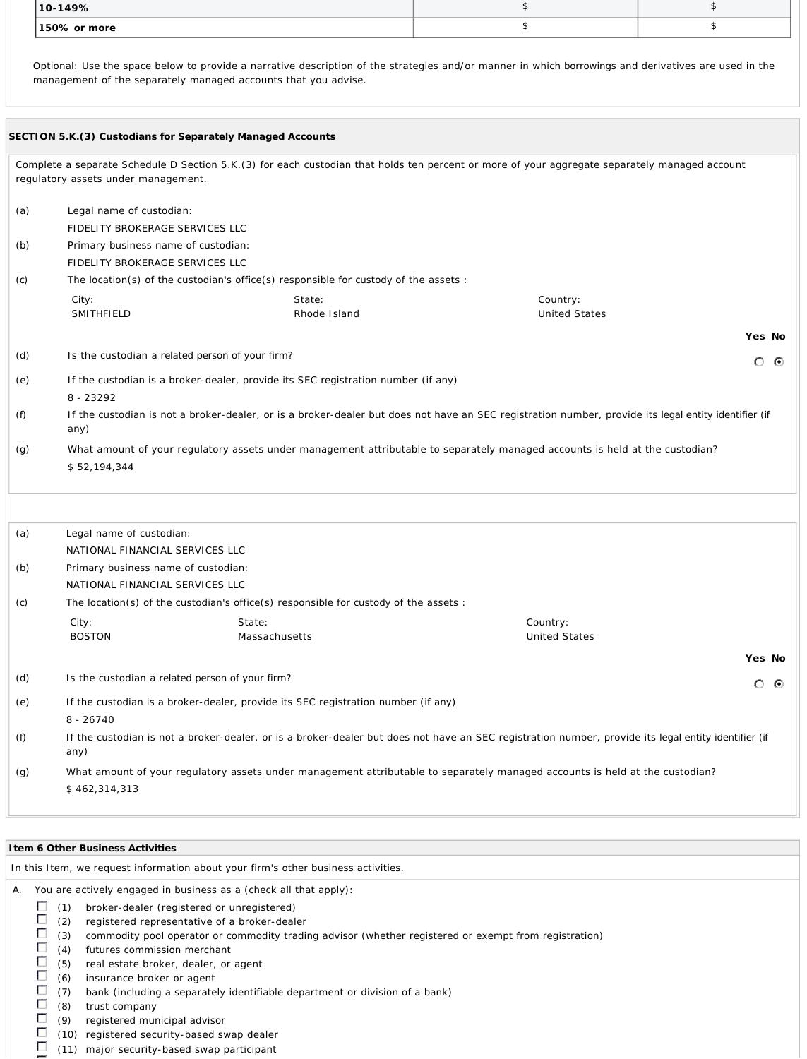| 10-149% | $ | $ |
|---|---|---|
| 150% or more | $ | $ |

Optional: Use the space below to provide a narrative description of the strategies and/or manner in which borrowings and derivatives are used in the management of the separately managed accounts that you advise.

## SECTION 5.K.(3) Custodians for Separately Managed Accounts

Complete a separate Schedule D Section 5.K.(3) for each custodian that holds ten percent or more of your aggregate separately managed account regulatory assets under management.

(a) Legal name of custodian:
FIDELITY BROKERAGE SERVICES LLC

(b) Primary business name of custodian:
FIDELITY BROKERAGE SERVICES LLC

(c) The location(s) of the custodian's office(s) responsible for custody of the assets :

| City: | State: | Country: |
|---|---|---|
| SMITHFIELD | Rhode Island | United States |

| | | Yes | No |
|---|---|---|---|
| (d) | Is the custodian a related person of your firm? | ○ | ⦿ |

(e) If the custodian is a broker-dealer, provide its SEC registration number (if any)
8 - 23292

(f) If the custodian is not a broker-dealer, or is a broker-dealer but does not have an SEC registration number, provide its legal entity identifier (if any)

(g) What amount of your regulatory assets under management attributable to separately managed accounts is held at the custodian?
$ 52,194,344

(a) Legal name of custodian:
NATIONAL FINANCIAL SERVICES LLC

(b) Primary business name of custodian:
NATIONAL FINANCIAL SERVICES LLC

(c) The location(s) of the custodian's office(s) responsible for custody of the assets :

| City: | State: | Country: |
|---|---|---|
| BOSTON | Massachusetts | United States |

| | | Yes | No |
|---|---|---|---|
| (d) | Is the custodian a related person of your firm? | ○ | ⦿ |

(e) If the custodian is a broker-dealer, provide its SEC registration number (if any)
8 - 26740

(f) If the custodian is not a broker-dealer, or is a broker-dealer but does not have an SEC registration number, provide its legal entity identifier (if any)

(g) What amount of your regulatory assets under management attributable to separately managed accounts is held at the custodian?
$ 462,314,313

## Item 6 Other Business Activities

In this Item, we request information about your firm's other business activities.

A. You are actively engaged in business as a (check all that apply):

- ☐ (1) broker-dealer (registered or unregistered)
- ☐ (2) registered representative of a broker-dealer
- ☐ (3) commodity pool operator or commodity trading advisor (whether registered or exempt from registration)
- ☐ (4) futures commission merchant
- ☐ (5) real estate broker, dealer, or agent
- ☐ (6) insurance broker or agent
- ☐ (7) bank (including a separately identifiable department or division of a bank)
- ☐ (8) trust company
- ☐ (9) registered municipal advisor
- ☐ (10) registered security-based swap dealer
- ☐ (11) major security-based swap participant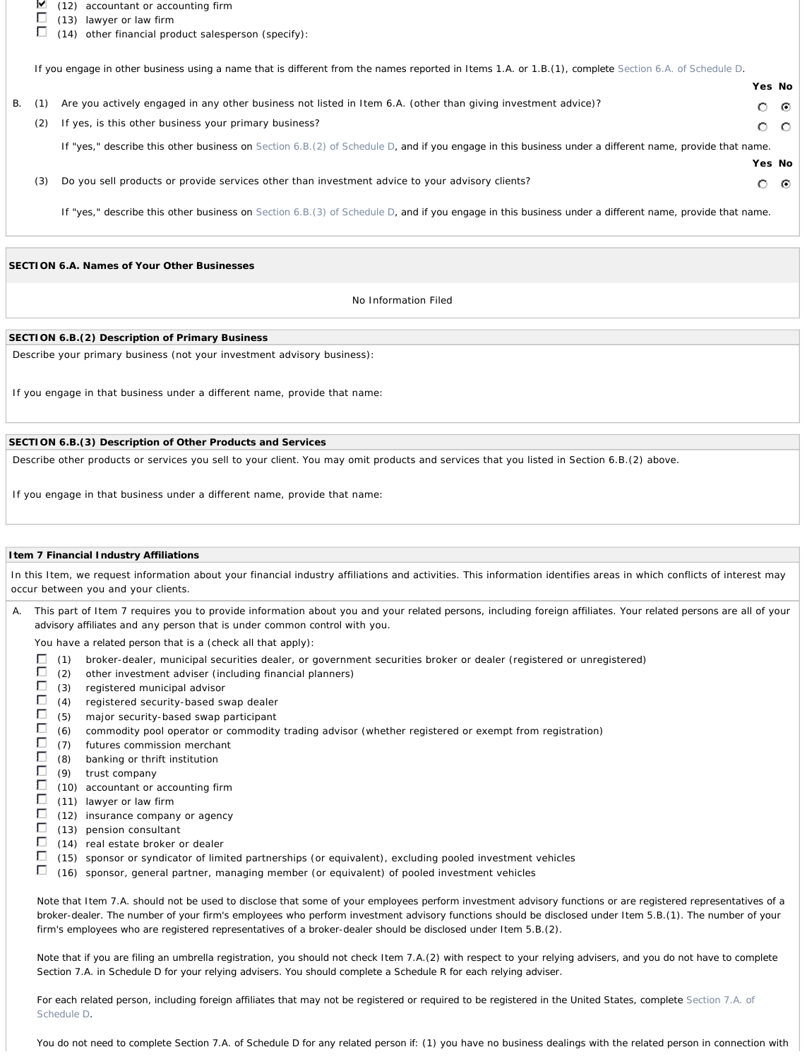- [x] (12) accountant or accounting firm
- [ ] (13) lawyer or law firm
- [ ] (14) other financial product salesperson (specify):

If you engage in other business using a name that is different from the names reported in Items 1.A. or 1.B.(1), complete Section 6.A. of Schedule D.

| | | | Yes | No |
|---|---|---|---|---|
| B. | (1) | Are you actively engaged in any other business not listed in Item 6.A. (other than giving investment advice)? | ○ | ◉ |
| | (2) | If yes, is this other business your primary business? | ○ | ○ |

If "yes," describe this other business on Section 6.B.(2) of Schedule D, and if you engage in this business under a different name, provide that name.

| | | Yes | No |
|---|---|---|---|
| (3) | Do you sell products or provide services other than investment advice to your advisory clients? | ○ | ◉ |

If "yes," describe this other business on Section 6.B.(3) of Schedule D, and if you engage in this business under a different name, provide that name.

**SECTION 6.A. Names of Your Other Businesses**

No Information Filed

**SECTION 6.B.(2) Description of Primary Business**

Describe your primary business (not your investment advisory business):

If you engage in that business under a different name, provide that name:

**SECTION 6.B.(3) Description of Other Products and Services**

Describe other products or services you sell to your client. You may omit products and services that you listed in Section 6.B.(2) above.

If you engage in that business under a different name, provide that name:

**Item 7 Financial Industry Affiliations**

In this Item, we request information about your financial industry affiliations and activities. This information identifies areas in which conflicts of interest may occur between you and your clients.

A. This part of Item 7 requires you to provide information about you and your related persons, including foreign affiliates. Your related persons are all of your advisory affiliates and any person that is under common control with you.

You have a related person that is a (check all that apply):

- [ ] (1) broker-dealer, municipal securities dealer, or government securities broker or dealer (registered or unregistered)
- [ ] (2) other investment adviser (including financial planners)
- [ ] (3) registered municipal advisor
- [ ] (4) registered security-based swap dealer
- [ ] (5) major security-based swap participant
- [ ] (6) commodity pool operator or commodity trading advisor (whether registered or exempt from registration)
- [ ] (7) futures commission merchant
- [ ] (8) banking or thrift institution
- [ ] (9) trust company
- [ ] (10) accountant or accounting firm
- [ ] (11) lawyer or law firm
- [ ] (12) insurance company or agency
- [ ] (13) pension consultant
- [ ] (14) real estate broker or dealer
- [ ] (15) sponsor or syndicator of limited partnerships (or equivalent), excluding pooled investment vehicles
- [ ] (16) sponsor, general partner, managing member (or equivalent) of pooled investment vehicles

Note that Item 7.A. should not be used to disclose that some of your employees perform investment advisory functions or are registered representatives of a broker-dealer. The number of your firm's employees who perform investment advisory functions should be disclosed under Item 5.B.(1). The number of your firm's employees who are registered representatives of a broker-dealer should be disclosed under Item 5.B.(2).

Note that if you are filing an umbrella registration, you should not check Item 7.A.(2) with respect to your relying advisers, and you do not have to complete Section 7.A. in Schedule D for your relying advisers. You should complete a Schedule R for each relying adviser.

For each related person, including foreign affiliates that may not be registered or required to be registered in the United States, complete Section 7.A. of Schedule D.

You do not need to complete Section 7.A. of Schedule D for any related person if: (1) you have no business dealings with the related person in connection with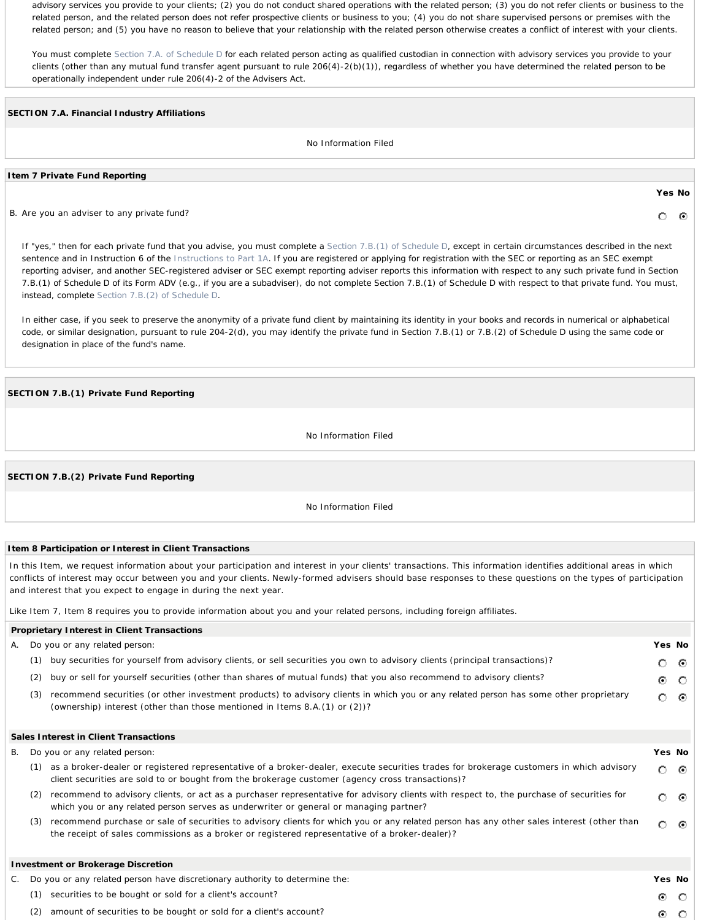advisory services you provide to your clients; (2) you do not conduct shared operations with the related person; (3) you do not refer clients or business to the related person, and the related person does not refer prospective clients or business to you; (4) you do not share supervised persons or premises with the related person; and (5) you have no reason to believe that your relationship with the related person otherwise creates a conflict of interest with your clients.

You must complete Section 7.A. of Schedule D for each related person acting as qualified custodian in connection with advisory services you provide to your clients (other than any mutual fund transfer agent pursuant to rule 206(4)-2(b)(1)), regardless of whether you have determined the related person to be operationally independent under rule 206(4)-2 of the Advisers Act.

**SECTION 7.A. Financial Industry Affiliations**

No Information Filed

**Item 7 Private Fund Reporting**

| | Yes | No |
|---|---|---|
| B. Are you an adviser to any private fund? | ○ | ● |

If "yes," then for each private fund that you advise, you must complete a Section 7.B.(1) of Schedule D, except in certain circumstances described in the next sentence and in Instruction 6 of the Instructions to Part 1A. If you are registered or applying for registration with the SEC or reporting as an SEC exempt reporting adviser, and another SEC-registered adviser or SEC exempt reporting adviser reports this information with respect to any such private fund in Section 7.B.(1) of Schedule D of its Form ADV (e.g., if you are a subadviser), do not complete Section 7.B.(1) of Schedule D with respect to that private fund. You must, instead, complete Section 7.B.(2) of Schedule D.

In either case, if you seek to preserve the anonymity of a private fund client by maintaining its identity in your books and records in numerical or alphabetical code, or similar designation, pursuant to rule 204-2(d), you may identify the private fund in Section 7.B.(1) or 7.B.(2) of Schedule D using the same code or designation in place of the fund's name.

**SECTION 7.B.(1) Private Fund Reporting**

No Information Filed

**SECTION 7.B.(2) Private Fund Reporting**

No Information Filed

**Item 8 Participation or Interest in Client Transactions**

In this Item, we request information about your participation and interest in your clients' transactions. This information identifies additional areas in which conflicts of interest may occur between you and your clients. Newly-formed advisers should base responses to these questions on the types of participation and interest that you expect to engage in during the next year.

Like Item 7, Item 8 requires you to provide information about you and your related persons, including foreign affiliates.

**Proprietary Interest in Client Transactions**

| A. Do you or any related person: | Yes | No |
|---|---|---|
| (1) buy securities for yourself from advisory clients, or sell securities you own to advisory clients (principal transactions)? | ○ | ● |
| (2) buy or sell for yourself securities (other than shares of mutual funds) that you also recommend to advisory clients? | ● | ○ |
| (3) recommend securities (or other investment products) to advisory clients in which you or any related person has some other proprietary (ownership) interest (other than those mentioned in Items 8.A.(1) or (2))? | ○ | ● |

**Sales Interest in Client Transactions**

| B. Do you or any related person: | Yes | No |
|---|---|---|
| (1) as a broker-dealer or registered representative of a broker-dealer, execute securities trades for brokerage customers in which advisory client securities are sold to or bought from the brokerage customer (agency cross transactions)? | ○ | ● |
| (2) recommend to advisory clients, or act as a purchaser representative for advisory clients with respect to, the purchase of securities for which you or any related person serves as underwriter or general or managing partner? | ○ | ● |
| (3) recommend purchase or sale of securities to advisory clients for which you or any related person has any other sales interest (other than the receipt of sales commissions as a broker or registered representative of a broker-dealer)? | ○ | ● |

**Investment or Brokerage Discretion**

| C. Do you or any related person have discretionary authority to determine the: | Yes | No |
|---|---|---|
| (1) securities to be bought or sold for a client's account? | ● | ○ |
| (2) amount of securities to be bought or sold for a client's account? | ● | ○ |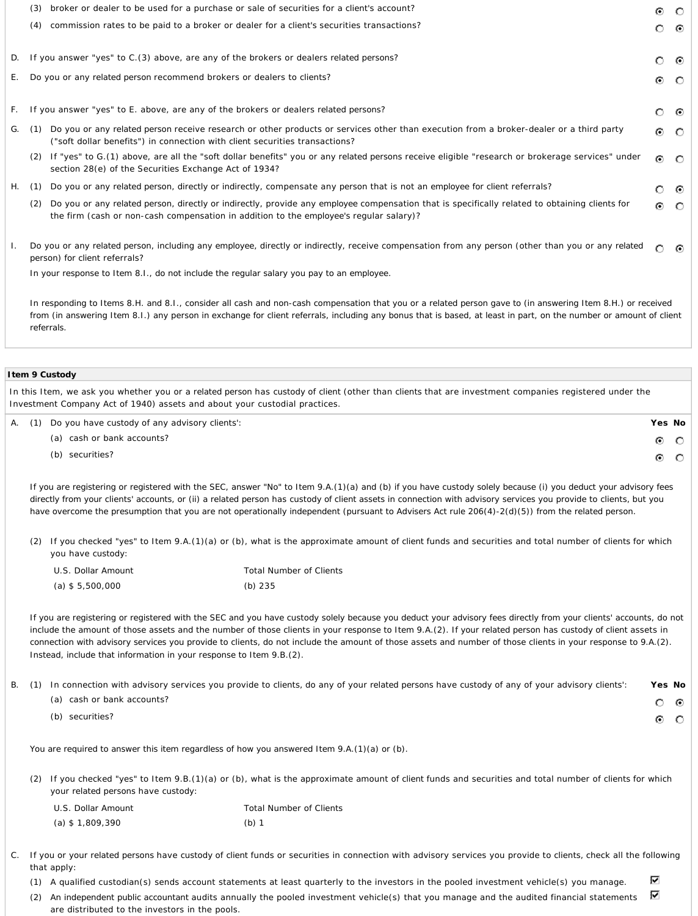| | | Yes | No |
|---|---|---|---|
| (3) | broker or dealer to be used for a purchase or sale of securities for a client's account? | ◉ | ○ |
| (4) | commission rates to be paid to a broker or dealer for a client's securities transactions? | ○ | ◉ |

| | | Yes | No |
|---|---|---|---|
| D. | If you answer "yes" to C.(3) above, are any of the brokers or dealers related persons? | ○ | ◉ |
| E. | Do you or any related person recommend brokers or dealers to clients? | ◉ | ○ |
| F. | If you answer "yes" to E. above, are any of the brokers or dealers related persons? | ○ | ◉ |
| G. (1) | Do you or any related person receive research or other products or services other than execution from a broker-dealer or a third party ("soft dollar benefits") in connection with client securities transactions? | ◉ | ○ |
| (2) | If "yes" to G.(1) above, are all the "soft dollar benefits" you or any related persons receive eligible "research or brokerage services" under section 28(e) of the Securities Exchange Act of 1934? | ◉ | ○ |
| H. (1) | Do you or any related person, directly or indirectly, compensate any person that is not an employee for client referrals? | ○ | ◉ |
| (2) | Do you or any related person, directly or indirectly, provide any employee compensation that is specifically related to obtaining clients for the firm (cash or non-cash compensation in addition to the employee's regular salary)? | ◉ | ○ |
| I. | Do you or any related person, including any employee, directly or indirectly, receive compensation from any person (other than you or any related person) for client referrals? | ○ | ◉ |

In your response to Item 8.I., do not include the regular salary you pay to an employee.

In responding to Items 8.H. and 8.I., consider all cash and non-cash compensation that you or a related person gave to (in answering Item 8.H.) or received from (in answering Item 8.I.) any person in exchange for client referrals, including any bonus that is based, at least in part, on the number or amount of client referrals.

## Item 9 Custody

In this Item, we ask you whether you or a related person has custody of client (other than clients that are investment companies registered under the Investment Company Act of 1940) assets and about your custodial practices.

| A. (1) Do you have custody of any advisory clients': | Yes | No |
|---|---|---|
| (a) cash or bank accounts? | ◉ | ○ |
| (b) securities? | ◉ | ○ |

If you are registering or registered with the SEC, answer "No" to Item 9.A.(1)(a) and (b) if you have custody solely because (i) you deduct your advisory fees directly from your clients' accounts, or (ii) a related person has custody of client assets in connection with advisory services you provide to clients, but you have overcome the presumption that you are not operationally independent (pursuant to Advisers Act rule 206(4)-2(d)(5)) from the related person.

(2) If you checked "yes" to Item 9.A.(1)(a) or (b), what is the approximate amount of client funds and securities and total number of clients for which you have custody:

| U.S. Dollar Amount | Total Number of Clients |
|---|---|
| (a) $ 5,500,000 | (b) 235 |

If you are registering or registered with the SEC and you have custody solely because you deduct your advisory fees directly from your clients' accounts, do not include the amount of those assets and the number of those clients in your response to Item 9.A.(2). If your related person has custody of client assets in connection with advisory services you provide to clients, do not include the amount of those assets and number of those clients in your response to 9.A.(2). Instead, include that information in your response to Item 9.B.(2).

| B. (1) In connection with advisory services you provide to clients, do any of your related persons have custody of any of your advisory clients': | Yes | No |
|---|---|---|
| (a) cash or bank accounts? | ○ | ◉ |
| (b) securities? | ◉ | ○ |

You are required to answer this item regardless of how you answered Item 9.A.(1)(a) or (b).

(2) If you checked "yes" to Item 9.B.(1)(a) or (b), what is the approximate amount of client funds and securities and total number of clients for which your related persons have custody:

| U.S. Dollar Amount | Total Number of Clients |
|---|---|
| (a) $ 1,809,390 | (b) 1 |

C. If you or your related persons have custody of client funds or securities in connection with advisory services you provide to clients, check all the following that apply:

| | |
|---|---|
| (1) A qualified custodian(s) sends account statements at least quarterly to the investors in the pooled investment vehicle(s) you manage. | ☑ |
| (2) An independent public accountant audits annually the pooled investment vehicle(s) that you manage and the audited financial statements are distributed to the investors in the pools. | ☑ |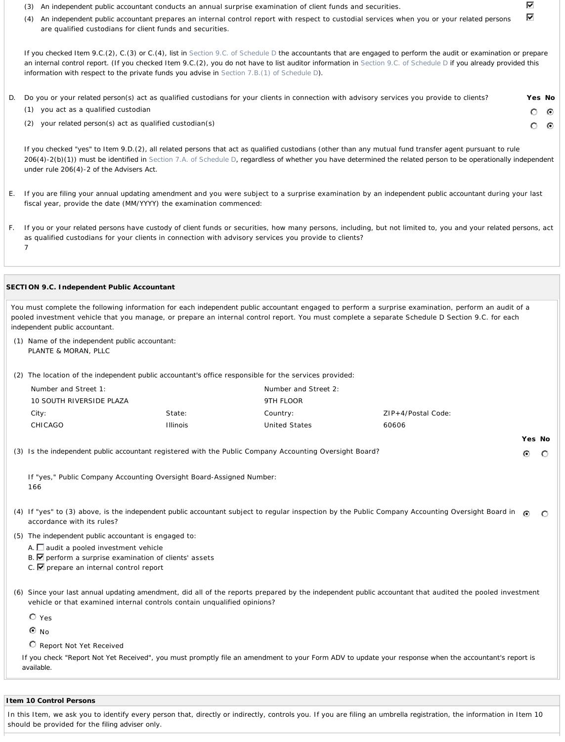(3) An independent public accountant conducts an annual surprise examination of client funds and securities. ☑

(4) An independent public accountant prepares an internal control report with respect to custodial services when you or your related persons are qualified custodians for client funds and securities. ☑

If you checked Item 9.C.(2), C.(3) or C.(4), list in Section 9.C. of Schedule D the accountants that are engaged to perform the audit or examination or prepare an internal control report. (If you checked Item 9.C.(2), you do not have to list auditor information in Section 9.C. of Schedule D if you already provided this information with respect to the private funds you advise in Section 7.B.(1) of Schedule D).

D. Do you or your related person(s) act as qualified custodians for your clients in connection with advisory services you provide to clients?

| | Yes | No |
|---|---|---|
| (1) you act as a qualified custodian | ○ | ◉ |
| (2) your related person(s) act as qualified custodian(s) | ○ | ◉ |

If you checked "yes" to Item 9.D.(2), all related persons that act as qualified custodians (other than any mutual fund transfer agent pursuant to rule 206(4)-2(b)(1)) must be identified in Section 7.A. of Schedule D, regardless of whether you have determined the related person to be operationally independent under rule 206(4)-2 of the Advisers Act.

E. If you are filing your annual updating amendment and you were subject to a surprise examination by an independent public accountant during your last fiscal year, provide the date (MM/YYYY) the examination commenced:

F. If you or your related persons have custody of client funds or securities, how many persons, including, but not limited to, you and your related persons, act as qualified custodians for your clients in connection with advisory services you provide to clients?
7

**SECTION 9.C. Independent Public Accountant**

You must complete the following information for each independent public accountant engaged to perform a surprise examination, perform an audit of a pooled investment vehicle that you manage, or prepare an internal control report. You must complete a separate Schedule D Section 9.C. for each independent public accountant.

(1) Name of the independent public accountant:
PLANTE & MORAN, PLLC

(2) The location of the independent public accountant's office responsible for the services provided:

| Number and Street 1: | | Number and Street 2: | |
|---|---|---|---|
| 10 SOUTH RIVERSIDE PLAZA | | 9TH FLOOR | |
| City: | State: | Country: | ZIP+4/Postal Code: |
| CHICAGO | Illinois | United States | 60606 |

| | Yes | No |
|---|---|---|
| (3) Is the independent public accountant registered with the Public Company Accounting Oversight Board? | ◉ | ○ |

If "yes," Public Company Accounting Oversight Board-Assigned Number:
166

| | Yes | No |
|---|---|---|
| (4) If "yes" to (3) above, is the independent public accountant subject to regular inspection by the Public Company Accounting Oversight Board in accordance with its rules? | ◉ | ○ |

(5) The independent public accountant is engaged to:

A. ☐ audit a pooled investment vehicle
B. ☑ perform a surprise examination of clients' assets
C. ☑ prepare an internal control report

(6) Since your last annual updating amendment, did all of the reports prepared by the independent public accountant that audited the pooled investment vehicle or that examined internal controls contain unqualified opinions?

○ Yes
◉ No
○ Report Not Yet Received

If you check "Report Not Yet Received", you must promptly file an amendment to your Form ADV to update your response when the accountant's report is available.

**Item 10 Control Persons**

In this Item, we ask you to identify every person that, directly or indirectly, controls you. If you are filing an umbrella registration, the information in Item 10 should be provided for the filing adviser only.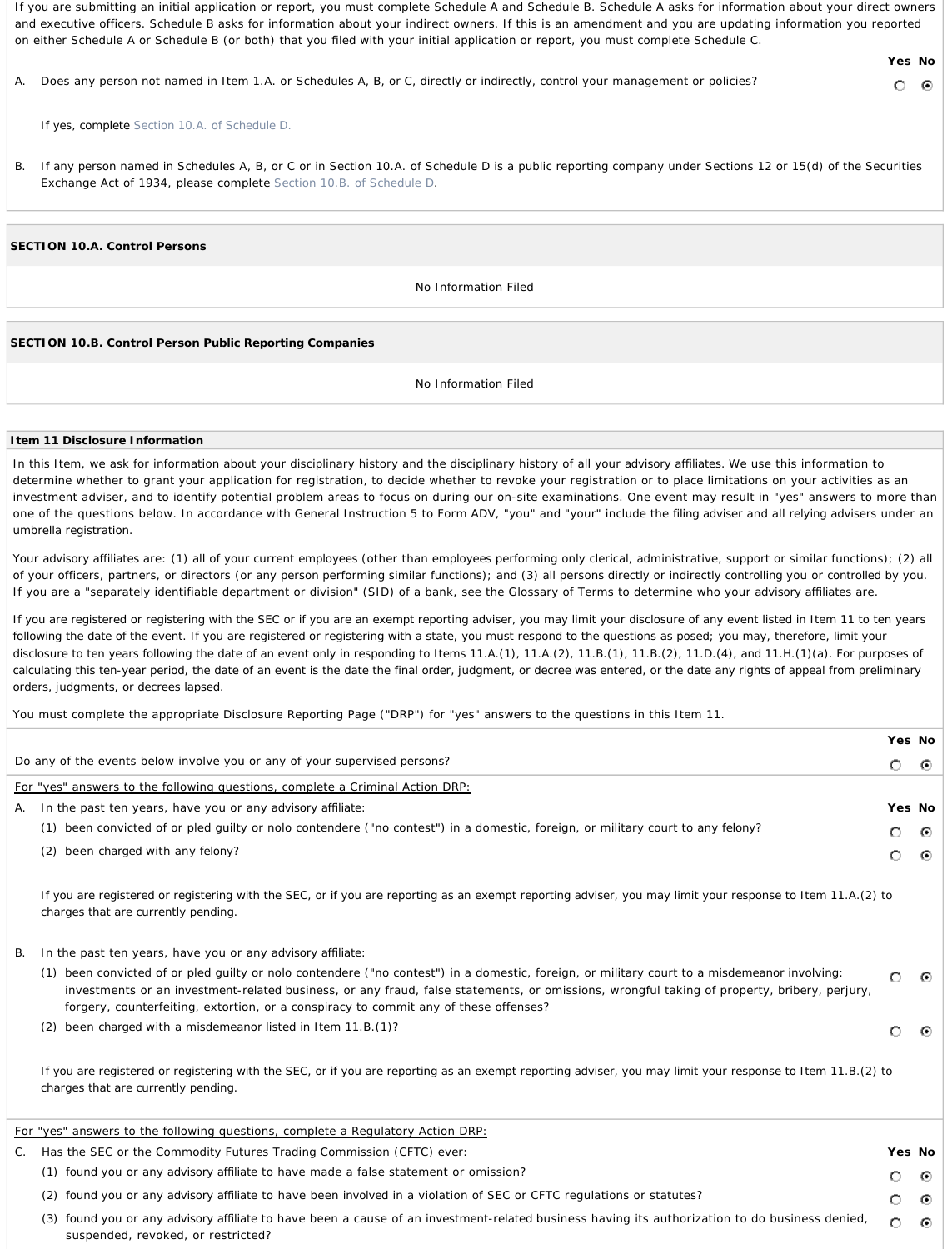If you are submitting an initial application or report, you must complete Schedule A and Schedule B. Schedule A asks for information about your direct owners and executive officers. Schedule B asks for information about your indirect owners. If this is an amendment and you are updating information you reported on either Schedule A or Schedule B (or both) that you filed with your initial application or report, you must complete Schedule C.

| | | Yes | No |
|---|---|---|---|
| A. | Does any person not named in Item 1.A. or Schedules A, B, or C, directly or indirectly, control your management or policies? | ○ | ◉ |

If yes, complete Section 10.A. of Schedule D.

B. If any person named in Schedules A, B, or C or in Section 10.A. of Schedule D is a public reporting company under Sections 12 or 15(d) of the Securities Exchange Act of 1934, please complete Section 10.B. of Schedule D.

**SECTION 10.A. Control Persons**

No Information Filed

**SECTION 10.B. Control Person Public Reporting Companies**

No Information Filed

**Item 11 Disclosure Information**

In this Item, we ask for information about your disciplinary history and the disciplinary history of all your advisory affiliates. We use this information to determine whether to grant your application for registration, to decide whether to revoke your registration or to place limitations on your activities as an investment adviser, and to identify potential problem areas to focus on during our on-site examinations. One event may result in "yes" answers to more than one of the questions below. In accordance with General Instruction 5 to Form ADV, "you" and "your" include the filing adviser and all relying advisers under an umbrella registration.

Your advisory affiliates are: (1) all of your current employees (other than employees performing only clerical, administrative, support or similar functions); (2) all of your officers, partners, or directors (or any person performing similar functions); and (3) all persons directly or indirectly controlling you or controlled by you. If you are a "separately identifiable department or division" (SID) of a bank, see the Glossary of Terms to determine who your advisory affiliates are.

If you are registered or registering with the SEC or if you are an exempt reporting adviser, you may limit your disclosure of any event listed in Item 11 to ten years following the date of the event. If you are registered or registering with a state, you must respond to the questions as posed; you may, therefore, limit your disclosure to ten years following the date of an event only in responding to Items 11.A.(1), 11.A.(2), 11.B.(1), 11.B.(2), 11.D.(4), and 11.H.(1)(a). For purposes of calculating this ten-year period, the date of an event is the date the final order, judgment, or decree was entered, or the date any rights of appeal from preliminary orders, judgments, or decrees lapsed.

You must complete the appropriate Disclosure Reporting Page ("DRP") for "yes" answers to the questions in this Item 11.

| | Yes | No |
|---|---|---|
| Do any of the events below involve you or any of your supervised persons? | ○ | ◉ |

For "yes" answers to the following questions, complete a Criminal Action DRP:

| | Yes | No |
|---|---|---|
| A. In the past ten years, have you or any advisory affiliate: | | |
| (1) been convicted of or pled guilty or nolo contendere ("no contest") in a domestic, foreign, or military court to any felony? | ○ | ◉ |
| (2) been charged with any felony? | ○ | ◉ |

If you are registered or registering with the SEC, or if you are reporting as an exempt reporting adviser, you may limit your response to Item 11.A.(2) to charges that are currently pending.

| | Yes | No |
|---|---|---|
| B. In the past ten years, have you or any advisory affiliate: | | |
| (1) been convicted of or pled guilty or nolo contendere ("no contest") in a domestic, foreign, or military court to a misdemeanor involving: investments or an investment-related business, or any fraud, false statements, or omissions, wrongful taking of property, bribery, perjury, forgery, counterfeiting, extortion, or a conspiracy to commit any of these offenses? | ○ | ◉ |
| (2) been charged with a misdemeanor listed in Item 11.B.(1)? | ○ | ◉ |

If you are registered or registering with the SEC, or if you are reporting as an exempt reporting adviser, you may limit your response to Item 11.B.(2) to charges that are currently pending.

For "yes" answers to the following questions, complete a Regulatory Action DRP:

| | Yes | No |
|---|---|---|
| C. Has the SEC or the Commodity Futures Trading Commission (CFTC) ever: | | |
| (1) found you or any advisory affiliate to have made a false statement or omission? | ○ | ◉ |
| (2) found you or any advisory affiliate to have been involved in a violation of SEC or CFTC regulations or statutes? | ○ | ◉ |
| (3) found you or any advisory affiliate to have been a cause of an investment-related business having its authorization to do business denied, suspended, revoked, or restricted? | ○ | ◉ |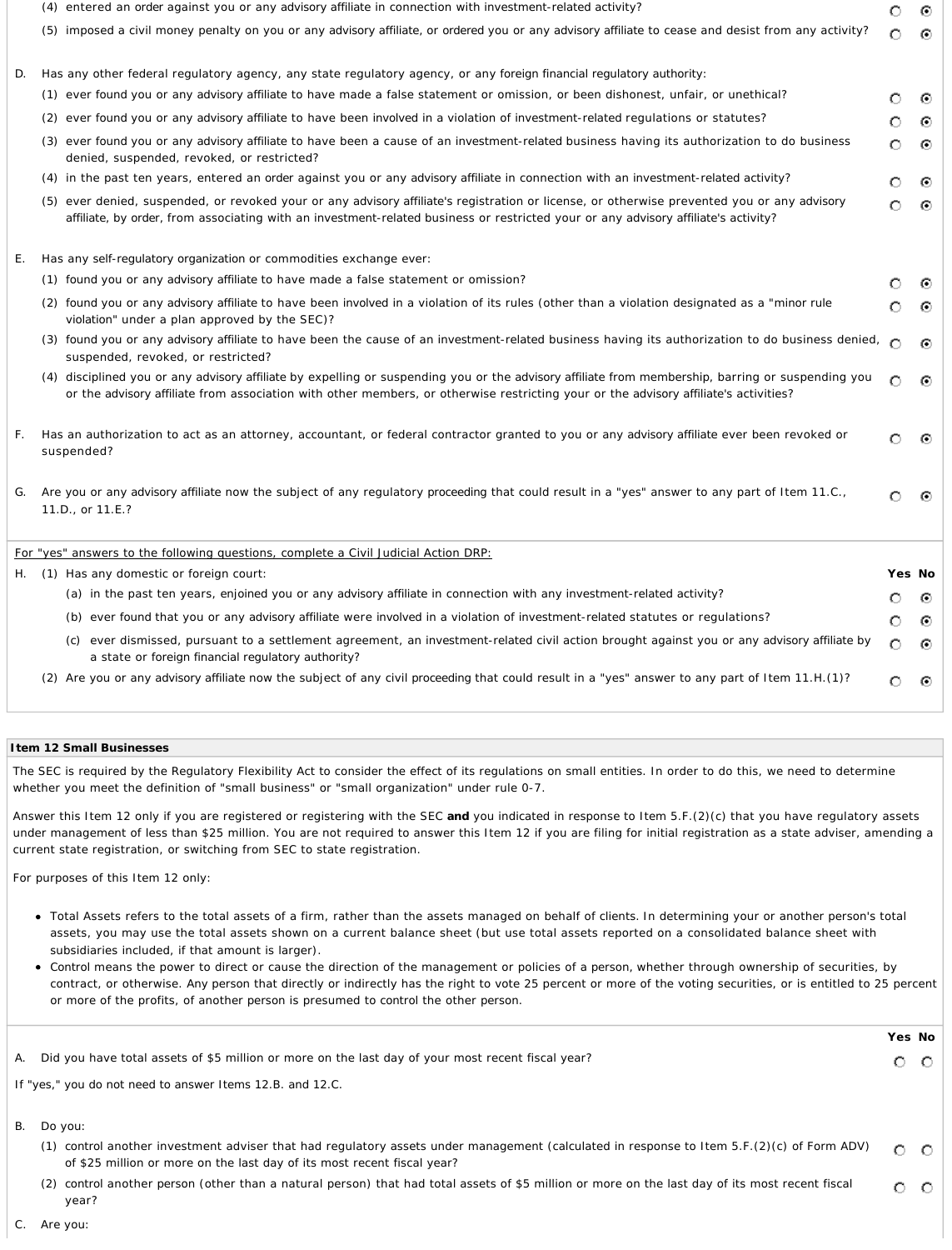| | Yes | No |
|---|---|---|
| (4) entered an order against you or any advisory affiliate in connection with investment-related activity? | ○ | ◉ |
| (5) imposed a civil money penalty on you or any advisory affiliate, or ordered you or any advisory affiliate to cease and desist from any activity? | ○ | ◉ |

D. Has any other federal regulatory agency, any state regulatory agency, or any foreign financial regulatory authority:

| | Yes | No |
|---|---|---|
| (1) ever found you or any advisory affiliate to have made a false statement or omission, or been dishonest, unfair, or unethical? | ○ | ◉ |
| (2) ever found you or any advisory affiliate to have been involved in a violation of investment-related regulations or statutes? | ○ | ◉ |
| (3) ever found you or any advisory affiliate to have been a cause of an investment-related business having its authorization to do business denied, suspended, revoked, or restricted? | ○ | ◉ |
| (4) in the past ten years, entered an order against you or any advisory affiliate in connection with an investment-related activity? | ○ | ◉ |
| (5) ever denied, suspended, or revoked your or any advisory affiliate's registration or license, or otherwise prevented you or any advisory affiliate, by order, from associating with an investment-related business or restricted your or any advisory affiliate's activity? | ○ | ◉ |

E. Has any self-regulatory organization or commodities exchange ever:

| | Yes | No |
|---|---|---|
| (1) found you or any advisory affiliate to have made a false statement or omission? | ○ | ◉ |
| (2) found you or any advisory affiliate to have been involved in a violation of its rules (other than a violation designated as a "minor rule violation" under a plan approved by the SEC)? | ○ | ◉ |
| (3) found you or any advisory affiliate to have been the cause of an investment-related business having its authorization to do business denied, suspended, revoked, or restricted? | ○ | ◉ |
| (4) disciplined you or any advisory affiliate by expelling or suspending you or the advisory affiliate from membership, barring or suspending you or the advisory affiliate from association with other members, or otherwise restricting your or the advisory affiliate's activities? | ○ | ◉ |

| | Yes | No |
|---|---|---|
| F. Has an authorization to act as an attorney, accountant, or federal contractor granted to you or any advisory affiliate ever been revoked or suspended? | ○ | ◉ |
| G. Are you or any advisory affiliate now the subject of any regulatory proceeding that could result in a "yes" answer to any part of Item 11.C., 11.D., or 11.E.? | ○ | ◉ |

For "yes" answers to the following questions, complete a Civil Judicial Action DRP:

| H. (1) Has any domestic or foreign court: | Yes | No |
|---|---|---|
| (a) in the past ten years, enjoined you or any advisory affiliate in connection with any investment-related activity? | ○ | ◉ |
| (b) ever found that you or any advisory affiliate were involved in a violation of investment-related statutes or regulations? | ○ | ◉ |
| (c) ever dismissed, pursuant to a settlement agreement, an investment-related civil action brought against you or any advisory affiliate by a state or foreign financial regulatory authority? | ○ | ◉ |
| (2) Are you or any advisory affiliate now the subject of any civil proceeding that could result in a "yes" answer to any part of Item 11.H.(1)? | ○ | ◉ |

**Item 12 Small Businesses**

The SEC is required by the Regulatory Flexibility Act to consider the effect of its regulations on small entities. In order to do this, we need to determine whether you meet the definition of "small business" or "small organization" under rule 0-7.

Answer this Item 12 only if you are registered or registering with the SEC **and** you indicated in response to Item 5.F.(2)(c) that you have regulatory assets under management of less than $25 million. You are not required to answer this Item 12 if you are filing for initial registration as a state adviser, amending a current state registration, or switching from SEC to state registration.

For purposes of this Item 12 only:

- Total Assets refers to the total assets of a firm, rather than the assets managed on behalf of clients. In determining your or another person's total assets, you may use the total assets shown on a current balance sheet (but use total assets reported on a consolidated balance sheet with subsidiaries included, if that amount is larger).
- Control means the power to direct or cause the direction of the management or policies of a person, whether through ownership of securities, by contract, or otherwise. Any person that directly or indirectly has the right to vote 25 percent or more of the voting securities, or is entitled to 25 percent or more of the profits, of another person is presumed to control the other person.

| | Yes | No |
|---|---|---|
| A. Did you have total assets of $5 million or more on the last day of your most recent fiscal year? | ○ | ○ |

If "yes," you do not need to answer Items 12.B. and 12.C.

B. Do you:

| | Yes | No |
|---|---|---|
| (1) control another investment adviser that had regulatory assets under management (calculated in response to Item 5.F.(2)(c) of Form ADV) of $25 million or more on the last day of its most recent fiscal year? | ○ | ○ |
| (2) control another person (other than a natural person) that had total assets of $5 million or more on the last day of its most recent fiscal year? | ○ | ○ |

C. Are you: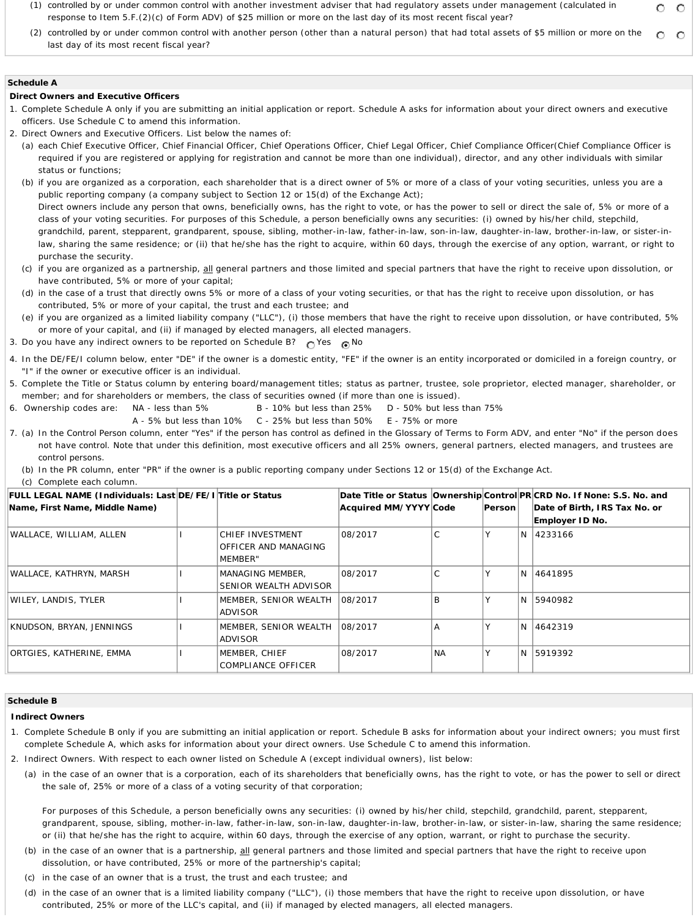(1) controlled by or under common control with another investment adviser that had regulatory assets under management (calculated in response to Item 5.F.(2)(c) of Form ADV) of $25 million or more on the last day of its most recent fiscal year?

(2) controlled by or under common control with another person (other than a natural person) that had total assets of $5 million or more on the last day of its most recent fiscal year?

## Schedule A

**Direct Owners and Executive Officers**

1. Complete Schedule A only if you are submitting an initial application or report. Schedule A asks for information about your direct owners and executive officers. Use Schedule C to amend this information.
2. Direct Owners and Executive Officers. List below the names of:
   (a) each Chief Executive Officer, Chief Financial Officer, Chief Operations Officer, Chief Legal Officer, Chief Compliance Officer(Chief Compliance Officer is required if you are registered or applying for registration and cannot be more than one individual), director, and any other individuals with similar status or functions;
   (b) if you are organized as a corporation, each shareholder that is a direct owner of 5% or more of a class of your voting securities, unless you are a public reporting company (a company subject to Section 12 or 15(d) of the Exchange Act);
   Direct owners include any person that owns, beneficially owns, has the right to vote, or has the power to sell or direct the sale of, 5% or more of a class of your voting securities. For purposes of this Schedule, a person beneficially owns any securities: (i) owned by his/her child, stepchild, grandchild, parent, stepparent, grandparent, spouse, sibling, mother-in-law, father-in-law, son-in-law, daughter-in-law, brother-in-law, or sister-in-law, sharing the same residence; or (ii) that he/she has the right to acquire, within 60 days, through the exercise of any option, warrant, or right to purchase the security.
   (c) if you are organized as a partnership, all general partners and those limited and special partners that have the right to receive upon dissolution, or have contributed, 5% or more of your capital;
   (d) in the case of a trust that directly owns 5% or more of a class of your voting securities, or that has the right to receive upon dissolution, or has contributed, 5% or more of your capital, the trust and each trustee; and
   (e) if you are organized as a limited liability company ("LLC"), (i) those members that have the right to receive upon dissolution, or have contributed, 5% or more of your capital, and (ii) if managed by elected managers, all elected managers.
3. Do you have any indirect owners to be reported on Schedule B? ○ Yes ● No
4. In the DE/FE/I column below, enter "DE" if the owner is a domestic entity, "FE" if the owner is an entity incorporated or domiciled in a foreign country, or "I" if the owner or executive officer is an individual.
5. Complete the Title or Status column by entering board/management titles; status as partner, trustee, sole proprietor, elected manager, shareholder, or member; and for shareholders or members, the class of securities owned (if more than one is issued).
6. Ownership codes are: NA - less than 5%, A - 5% but less than 10%, B - 10% but less than 25%, C - 25% but less than 50%, D - 50% but less than 75%, E - 75% or more
7. (a) In the Control Person column, enter "Yes" if the person has control as defined in the Glossary of Terms to Form ADV, and enter "No" if the person does not have control. Note that under this definition, most executive officers and all 25% owners, general partners, elected managers, and trustees are control persons.
   (b) In the PR column, enter "PR" if the owner is a public reporting company under Sections 12 or 15(d) of the Exchange Act.
   (c) Complete each column.

| FULL LEGAL NAME (Individuals: Last Name, First Name, Middle Name) | DE/FE/I | Title or Status | Date Title or Status Acquired MM/YYYY | Ownership Code | Control Person | PR | CRD No. If None: S.S. No. and Date of Birth, IRS Tax No. or Employer ID No. |
|---|---|---|---|---|---|---|---|
| WALLACE, WILLIAM, ALLEN | I | CHIEF INVESTMENT OFFICER AND MANAGING MEMBER" | 08/2017 | C | Y | N | 4233166 |
| WALLACE, KATHRYN, MARSH | I | MANAGING MEMBER, SENIOR WEALTH ADVISOR | 08/2017 | C | Y | N | 4641895 |
| WILEY, LANDIS, TYLER | I | MEMBER, SENIOR WEALTH ADVISOR | 08/2017 | B | Y | N | 5940982 |
| KNUDSON, BRYAN, JENNINGS | I | MEMBER, SENIOR WEALTH ADVISOR | 08/2017 | A | Y | N | 4642319 |
| ORTGIES, KATHERINE, EMMA | I | MEMBER, CHIEF COMPLIANCE OFFICER | 08/2017 | NA | Y | N | 5919392 |

## Schedule B

**Indirect Owners**

1. Complete Schedule B only if you are submitting an initial application or report. Schedule B asks for information about your indirect owners; you must first complete Schedule A, which asks for information about your direct owners. Use Schedule C to amend this information.
2. Indirect Owners. With respect to each owner listed on Schedule A (except individual owners), list below:
   (a) in the case of an owner that is a corporation, each of its shareholders that beneficially owns, has the right to vote, or has the power to sell or direct the sale of, 25% or more of a class of a voting security of that corporation;

   For purposes of this Schedule, a person beneficially owns any securities: (i) owned by his/her child, stepchild, grandchild, parent, stepparent, grandparent, spouse, sibling, mother-in-law, father-in-law, son-in-law, daughter-in-law, brother-in-law, or sister-in-law, sharing the same residence; or (ii) that he/she has the right to acquire, within 60 days, through the exercise of any option, warrant, or right to purchase the security.
   (b) in the case of an owner that is a partnership, all general partners and those limited and special partners that have the right to receive upon dissolution, or have contributed, 25% or more of the partnership's capital;
   (c) in the case of an owner that is a trust, the trust and each trustee; and
   (d) in the case of an owner that is a limited liability company ("LLC"), (i) those members that have the right to receive upon dissolution, or have contributed, 25% or more of the LLC's capital, and (ii) if managed by elected managers, all elected managers.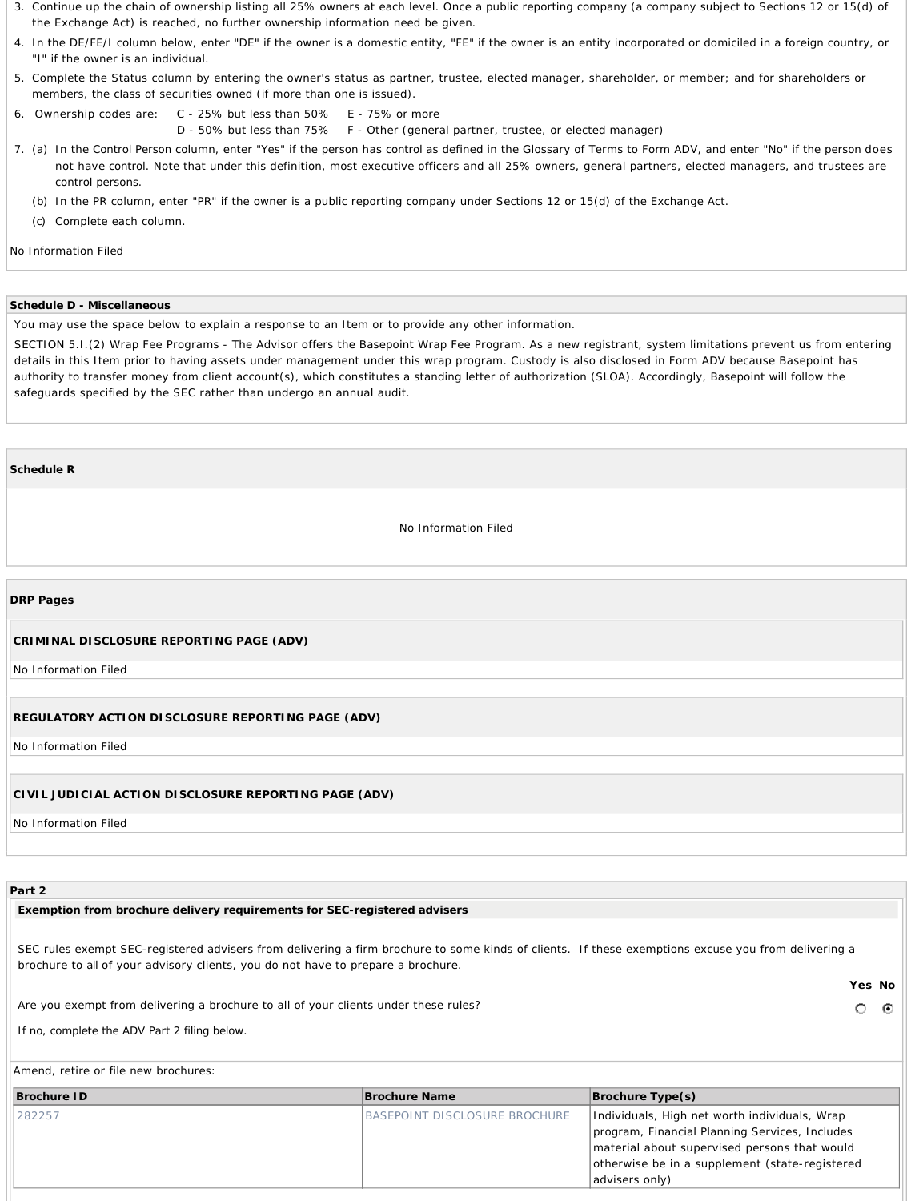3. Continue up the chain of ownership listing all 25% owners at each level. Once a public reporting company (a company subject to Sections 12 or 15(d) of the Exchange Act) is reached, no further ownership information need be given.
4. In the DE/FE/I column below, enter "DE" if the owner is a domestic entity, "FE" if the owner is an entity incorporated or domiciled in a foreign country, or "I" if the owner is an individual.
5. Complete the Status column by entering the owner's status as partner, trustee, elected manager, shareholder, or member; and for shareholders or members, the class of securities owned (if more than one is issued).
6. Ownership codes are: C - 25% but less than 50% E - 75% or more
   D - 50% but less than 75% F - Other (general partner, trustee, or elected manager)
7. (a) In the Control Person column, enter "Yes" if the person has control as defined in the Glossary of Terms to Form ADV, and enter "No" if the person does not have control. Note that under this definition, most executive officers and all 25% owners, general partners, elected managers, and trustees are control persons.
   (b) In the PR column, enter "PR" if the owner is a public reporting company under Sections 12 or 15(d) of the Exchange Act.
   (c) Complete each column.

No Information Filed

**Schedule D - Miscellaneous**

You may use the space below to explain a response to an Item or to provide any other information.

SECTION 5.I.(2) Wrap Fee Programs - The Advisor offers the Basepoint Wrap Fee Program. As a new registrant, system limitations prevent us from entering details in this Item prior to having assets under management under this wrap program. Custody is also disclosed in Form ADV because Basepoint has authority to transfer money from client account(s), which constitutes a standing letter of authorization (SLOA). Accordingly, Basepoint will follow the safeguards specified by the SEC rather than undergo an annual audit.

**Schedule R**

No Information Filed

**DRP Pages**

**CRIMINAL DISCLOSURE REPORTING PAGE (ADV)**

No Information Filed

**REGULATORY ACTION DISCLOSURE REPORTING PAGE (ADV)**

No Information Filed

**CIVIL JUDICIAL ACTION DISCLOSURE REPORTING PAGE (ADV)**

No Information Filed

**Part 2**

**Exemption from brochure delivery requirements for SEC-registered advisers**

SEC rules exempt SEC-registered advisers from delivering a firm brochure to some kinds of clients. If these exemptions excuse you from delivering a brochure to all of your advisory clients, you do not have to prepare a brochure.

| | Yes | No |
|---|---|---|
| Are you exempt from delivering a brochure to all of your clients under these rules? | ○ | ◉ |

If no, complete the ADV Part 2 filing below.

Amend, retire or file new brochures:

| Brochure ID | Brochure Name | Brochure Type(s) |
|---|---|---|
| 282257 | BASEPOINT DISCLOSURE BROCHURE | Individuals, High net worth individuals, Wrap program, Financial Planning Services, Includes material about supervised persons that would otherwise be in a supplement (state-registered advisers only) |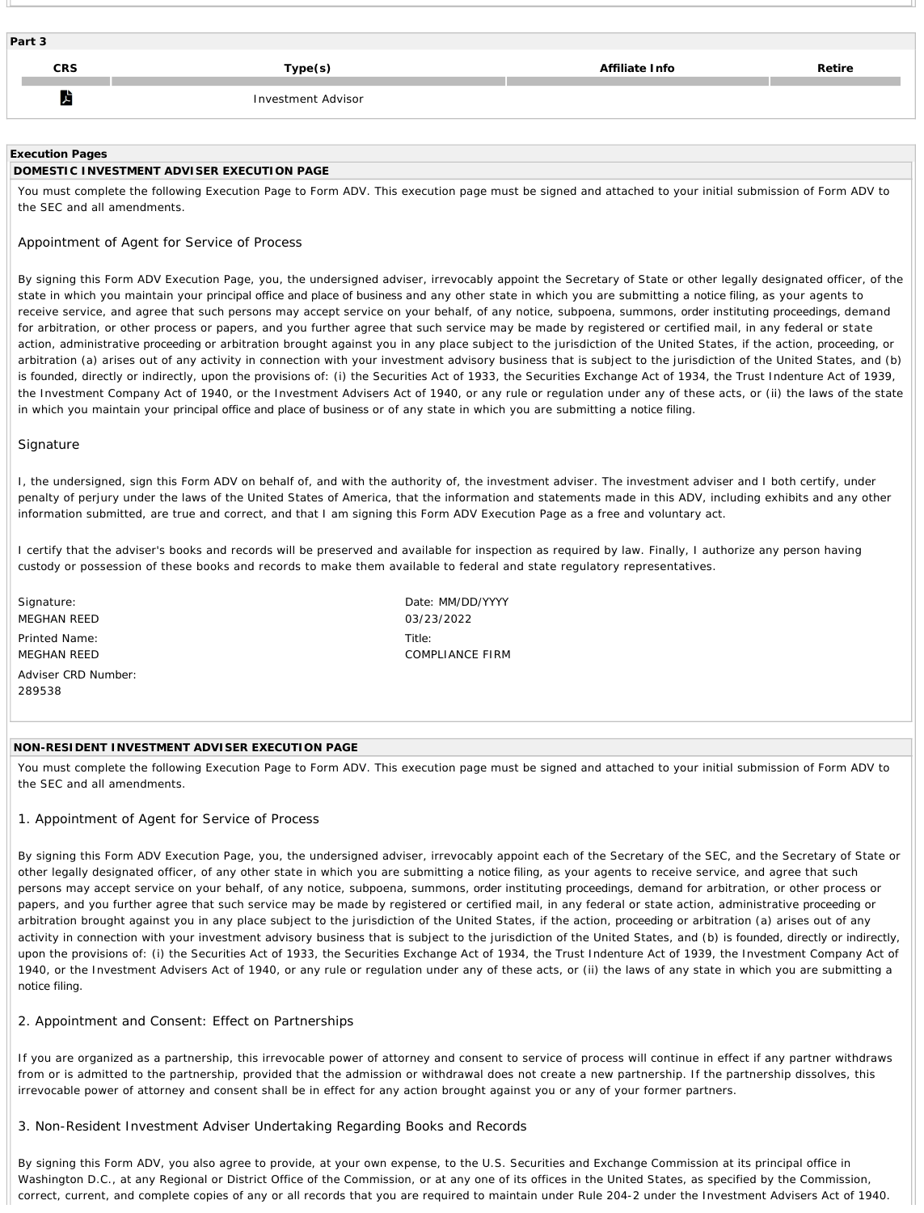**Part 3**

| CRS | Type(s) | Affiliate Info | Retire |
|---|---|---|---|
| | Investment Advisor | | |

**Execution Pages**

**DOMESTIC INVESTMENT ADVISER EXECUTION PAGE**

You must complete the following Execution Page to Form ADV. This execution page must be signed and attached to your initial submission of Form ADV to the SEC and all amendments.

### Appointment of Agent for Service of Process

By signing this Form ADV Execution Page, you, the undersigned adviser, irrevocably appoint the Secretary of State or other legally designated officer, of the state in which you maintain your principal office and place of business and any other state in which you are submitting a notice filing, as your agents to receive service, and agree that such persons may accept service on your behalf, of any notice, subpoena, summons, order instituting proceedings, demand for arbitration, or other process or papers, and you further agree that such service may be made by registered or certified mail, in any federal or state action, administrative proceeding or arbitration brought against you in any place subject to the jurisdiction of the United States, if the action, proceeding, or arbitration (a) arises out of any activity in connection with your investment advisory business that is subject to the jurisdiction of the United States, and (b) is founded, directly or indirectly, upon the provisions of: (i) the Securities Act of 1933, the Securities Exchange Act of 1934, the Trust Indenture Act of 1939, the Investment Company Act of 1940, or the Investment Advisers Act of 1940, or any rule or regulation under any of these acts, or (ii) the laws of the state in which you maintain your principal office and place of business or of any state in which you are submitting a notice filing.

### Signature

I, the undersigned, sign this Form ADV on behalf of, and with the authority of, the investment adviser. The investment adviser and I both certify, under penalty of perjury under the laws of the United States of America, that the information and statements made in this ADV, including exhibits and any other information submitted, are true and correct, and that I am signing this Form ADV Execution Page as a free and voluntary act.

I certify that the adviser's books and records will be preserved and available for inspection as required by law. Finally, I authorize any person having custody or possession of these books and records to make them available to federal and state regulatory representatives.

Signature:
MEGHAN REED

Date: MM/DD/YYYY
03/23/2022

Printed Name:
MEGHAN REED

Title:
COMPLIANCE FIRM

Adviser CRD Number:
289538

**NON-RESIDENT INVESTMENT ADVISER EXECUTION PAGE**

You must complete the following Execution Page to Form ADV. This execution page must be signed and attached to your initial submission of Form ADV to the SEC and all amendments.

### 1. Appointment of Agent for Service of Process

By signing this Form ADV Execution Page, you, the undersigned adviser, irrevocably appoint each of the Secretary of the SEC, and the Secretary of State or other legally designated officer, of any other state in which you are submitting a notice filing, as your agents to receive service, and agree that such persons may accept service on your behalf, of any notice, subpoena, summons, order instituting proceedings, demand for arbitration, or other process or papers, and you further agree that such service may be made by registered or certified mail, in any federal or state action, administrative proceeding or arbitration brought against you in any place subject to the jurisdiction of the United States, if the action, proceeding or arbitration (a) arises out of any activity in connection with your investment advisory business that is subject to the jurisdiction of the United States, and (b) is founded, directly or indirectly, upon the provisions of: (i) the Securities Act of 1933, the Securities Exchange Act of 1934, the Trust Indenture Act of 1939, the Investment Company Act of 1940, or the Investment Advisers Act of 1940, or any rule or regulation under any of these acts, or (ii) the laws of any state in which you are submitting a notice filing.

### 2. Appointment and Consent: Effect on Partnerships

If you are organized as a partnership, this irrevocable power of attorney and consent to service of process will continue in effect if any partner withdraws from or is admitted to the partnership, provided that the admission or withdrawal does not create a new partnership. If the partnership dissolves, this irrevocable power of attorney and consent shall be in effect for any action brought against you or any of your former partners.

### 3. Non-Resident Investment Adviser Undertaking Regarding Books and Records

By signing this Form ADV, you also agree to provide, at your own expense, to the U.S. Securities and Exchange Commission at its principal office in Washington D.C., at any Regional or District Office of the Commission, or at any one of its offices in the United States, as specified by the Commission, correct, current, and complete copies of any or all records that you are required to maintain under Rule 204-2 under the Investment Advisers Act of 1940.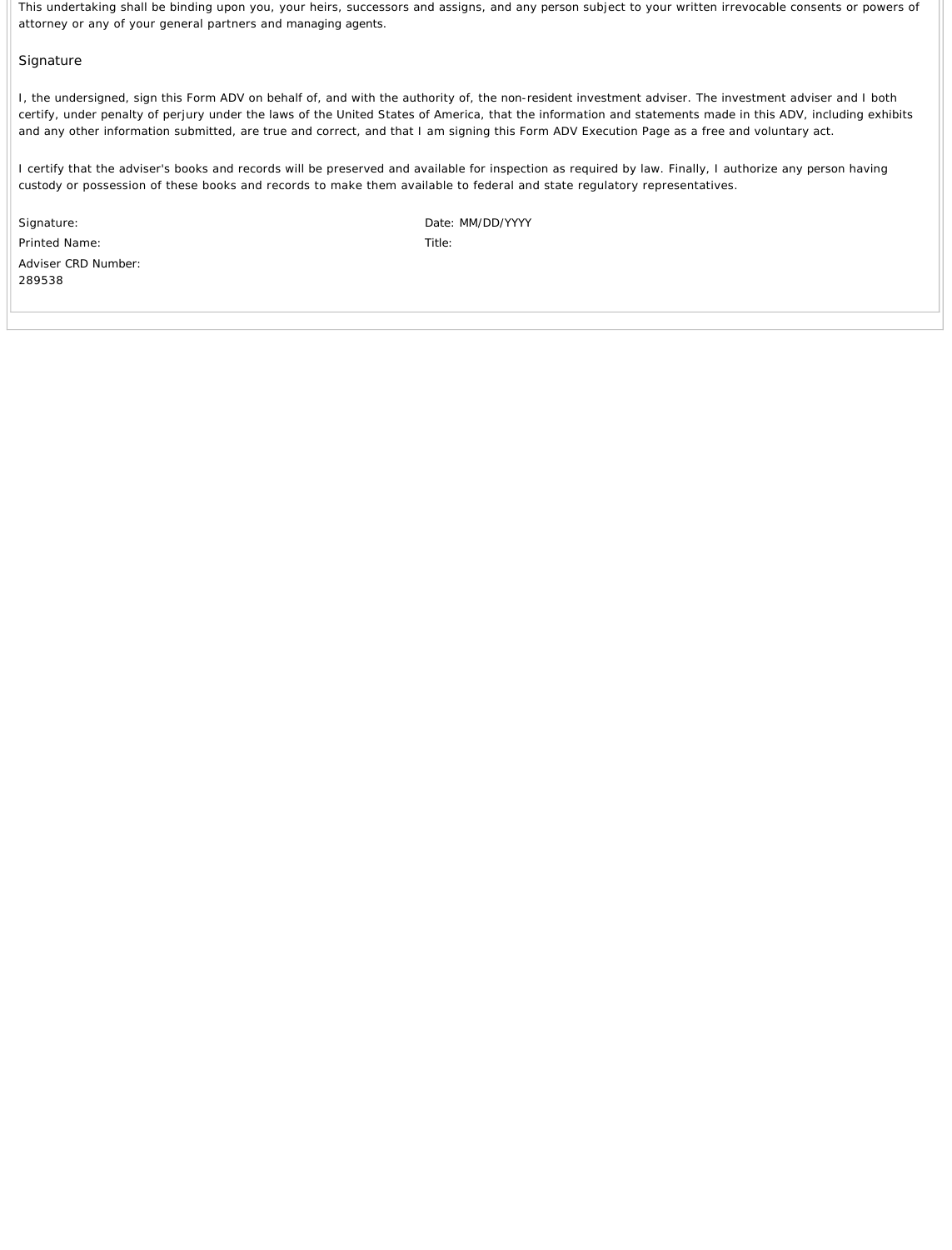This undertaking shall be binding upon you, your heirs, successors and assigns, and any person subject to your written irrevocable consents or powers of attorney or any of your general partners and managing agents.

## Signature

I, the undersigned, sign this Form ADV on behalf of, and with the authority of, the non-resident investment adviser. The investment adviser and I both certify, under penalty of perjury under the laws of the United States of America, that the information and statements made in this ADV, including exhibits and any other information submitted, are true and correct, and that I am signing this Form ADV Execution Page as a free and voluntary act.

I certify that the adviser's books and records will be preserved and available for inspection as required by law. Finally, I authorize any person having custody or possession of these books and records to make them available to federal and state regulatory representatives.

| | |
|---|---|
| Signature: | Date: MM/DD/YYYY |
| Printed Name: | Title: |
| Adviser CRD Number: 289538 | |